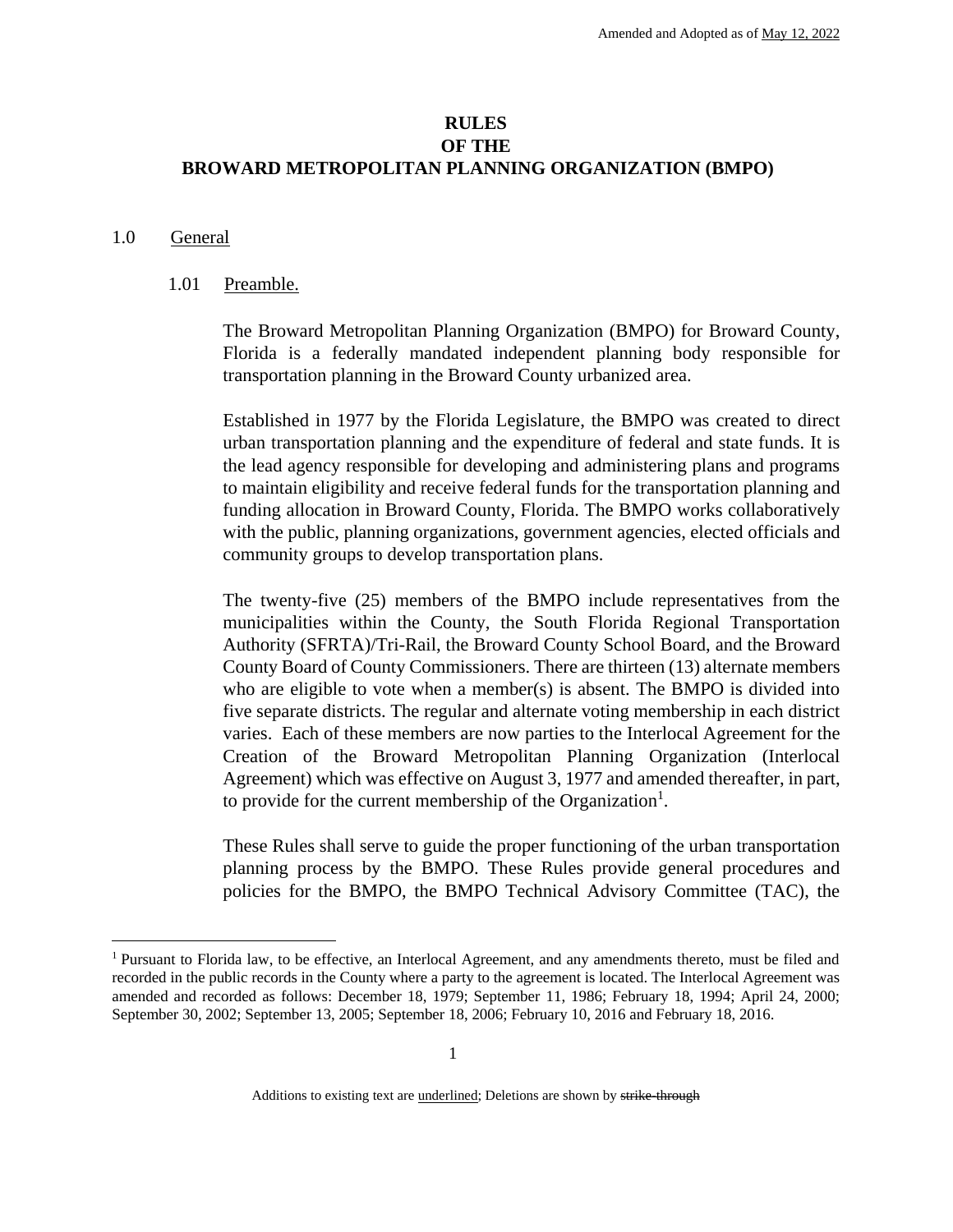Amended and Adopted as of May 12, 2022

# RULES
# OF THE
# BROWARD METROPOLITAN PLANNING ORGANIZATION (BMPO)

## 1.0 General

### 1.01 Preamble.

The Broward Metropolitan Planning Organization (BMPO) for Broward County, Florida is a federally mandated independent planning body responsible for transportation planning in the Broward County urbanized area.

Established in 1977 by the Florida Legislature, the BMPO was created to direct urban transportation planning and the expenditure of federal and state funds. It is the lead agency responsible for developing and administering plans and programs to maintain eligibility and receive federal funds for the transportation planning and funding allocation in Broward County, Florida. The BMPO works collaboratively with the public, planning organizations, government agencies, elected officials and community groups to develop transportation plans.

The twenty-five (25) members of the BMPO include representatives from the municipalities within the County, the South Florida Regional Transportation Authority (SFRTA)/Tri-Rail, the Broward County School Board, and the Broward County Board of County Commissioners. There are thirteen (13) alternate members who are eligible to vote when a member(s) is absent. The BMPO is divided into five separate districts. The regular and alternate voting membership in each district varies. Each of these members are now parties to the Interlocal Agreement for the Creation of the Broward Metropolitan Planning Organization (Interlocal Agreement) which was effective on August 3, 1977 and amended thereafter, in part, to provide for the current membership of the Organization[1].

These Rules shall serve to guide the proper functioning of the urban transportation planning process by the BMPO. These Rules provide general procedures and policies for the BMPO, the BMPO Technical Advisory Committee (TAC), the

[1] Pursuant to Florida law, to be effective, an Interlocal Agreement, and any amendments thereto, must be filed and recorded in the public records in the County where a party to the agreement is located. The Interlocal Agreement was amended and recorded as follows: December 18, 1979; September 11, 1986; February 18, 1994; April 24, 2000; September 30, 2002; September 13, 2005; September 18, 2006; February 10, 2016 and February 18, 2016.

Additions to existing text are underlined; Deletions are shown by ~~strike-through~~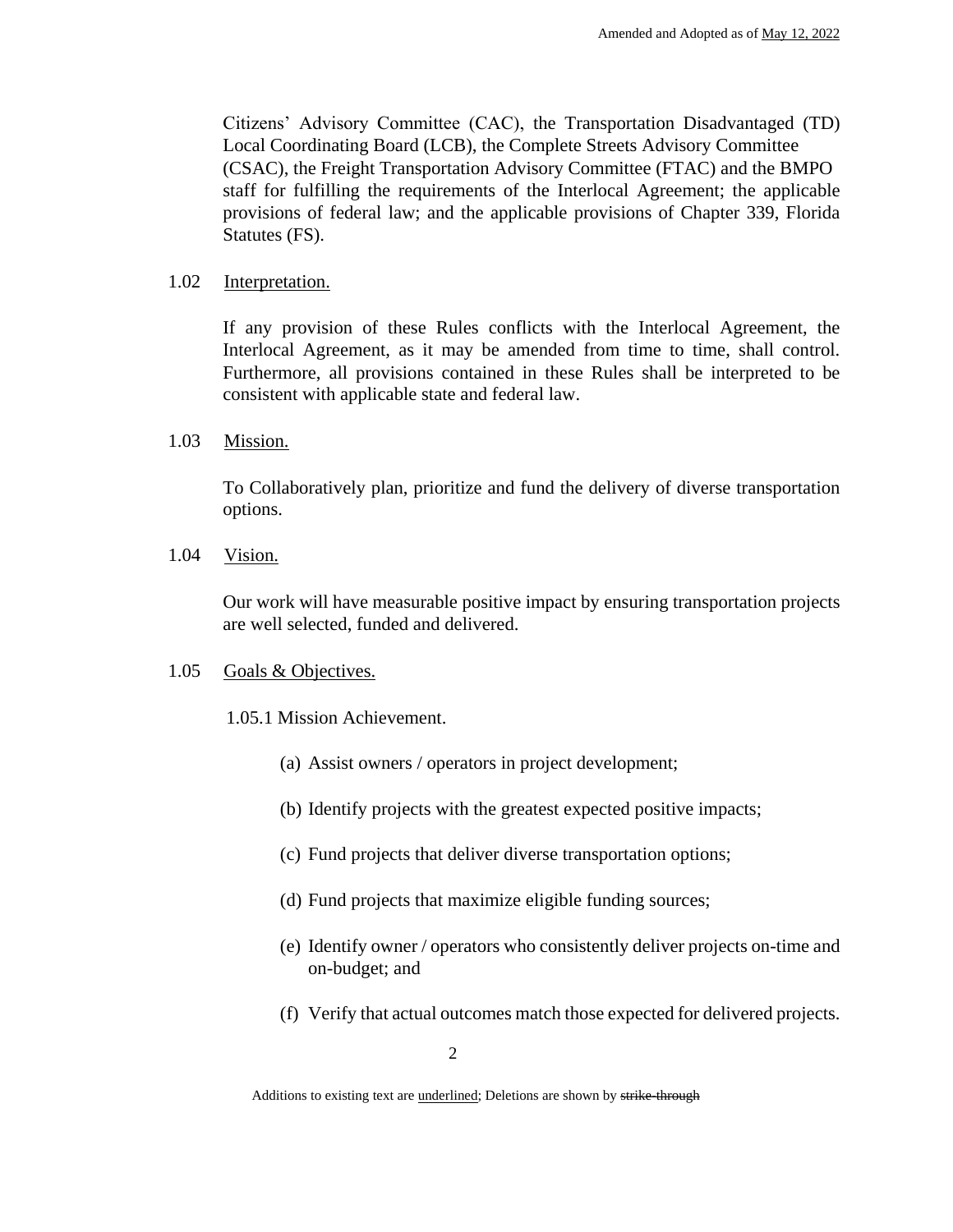Citizens' Advisory Committee (CAC), the Transportation Disadvantaged (TD) Local Coordinating Board (LCB), the Complete Streets Advisory Committee (CSAC), the Freight Transportation Advisory Committee (FTAC) and the BMPO staff for fulfilling the requirements of the Interlocal Agreement; the applicable provisions of federal law; and the applicable provisions of Chapter 339, Florida Statutes (FS).

1.02 Interpretation.

If any provision of these Rules conflicts with the Interlocal Agreement, the Interlocal Agreement, as it may be amended from time to time, shall control. Furthermore, all provisions contained in these Rules shall be interpreted to be consistent with applicable state and federal law.

1.03 Mission.

To Collaboratively plan, prioritize and fund the delivery of diverse transportation options.

1.04 Vision.

Our work will have measurable positive impact by ensuring transportation projects are well selected, funded and delivered.

1.05 Goals & Objectives.

1.05.1 Mission Achievement.

(a) Assist owners / operators in project development;

(b) Identify projects with the greatest expected positive impacts;

(c) Fund projects that deliver diverse transportation options;

(d) Fund projects that maximize eligible funding sources;

(e) Identify owner / operators who consistently deliver projects on-time and on-budget; and

(f) Verify that actual outcomes match those expected for delivered projects.

Additions to existing text are underlined; Deletions are shown by ~~strike-through~~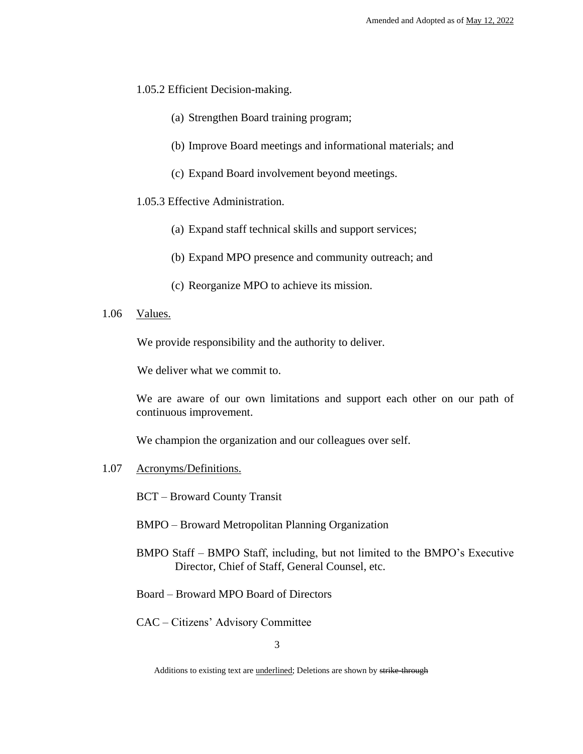1.05.2 Efficient Decision-making.

(a) Strengthen Board training program;

(b) Improve Board meetings and informational materials; and

(c) Expand Board involvement beyond meetings.

1.05.3 Effective Administration.

(a) Expand staff technical skills and support services;

(b) Expand MPO presence and community outreach; and

(c) Reorganize MPO to achieve its mission.

1.06 <u>Values.</u>

We provide responsibility and the authority to deliver.

We deliver what we commit to.

We are aware of our own limitations and support each other on our path of continuous improvement.

We champion the organization and our colleagues over self.

1.07 <u>Acronyms/Definitions.</u>

BCT – Broward County Transit

BMPO – Broward Metropolitan Planning Organization

BMPO Staff – BMPO Staff, including, but not limited to the BMPO's Executive Director, Chief of Staff, General Counsel, etc.

Board – Broward MPO Board of Directors

CAC – Citizens' Advisory Committee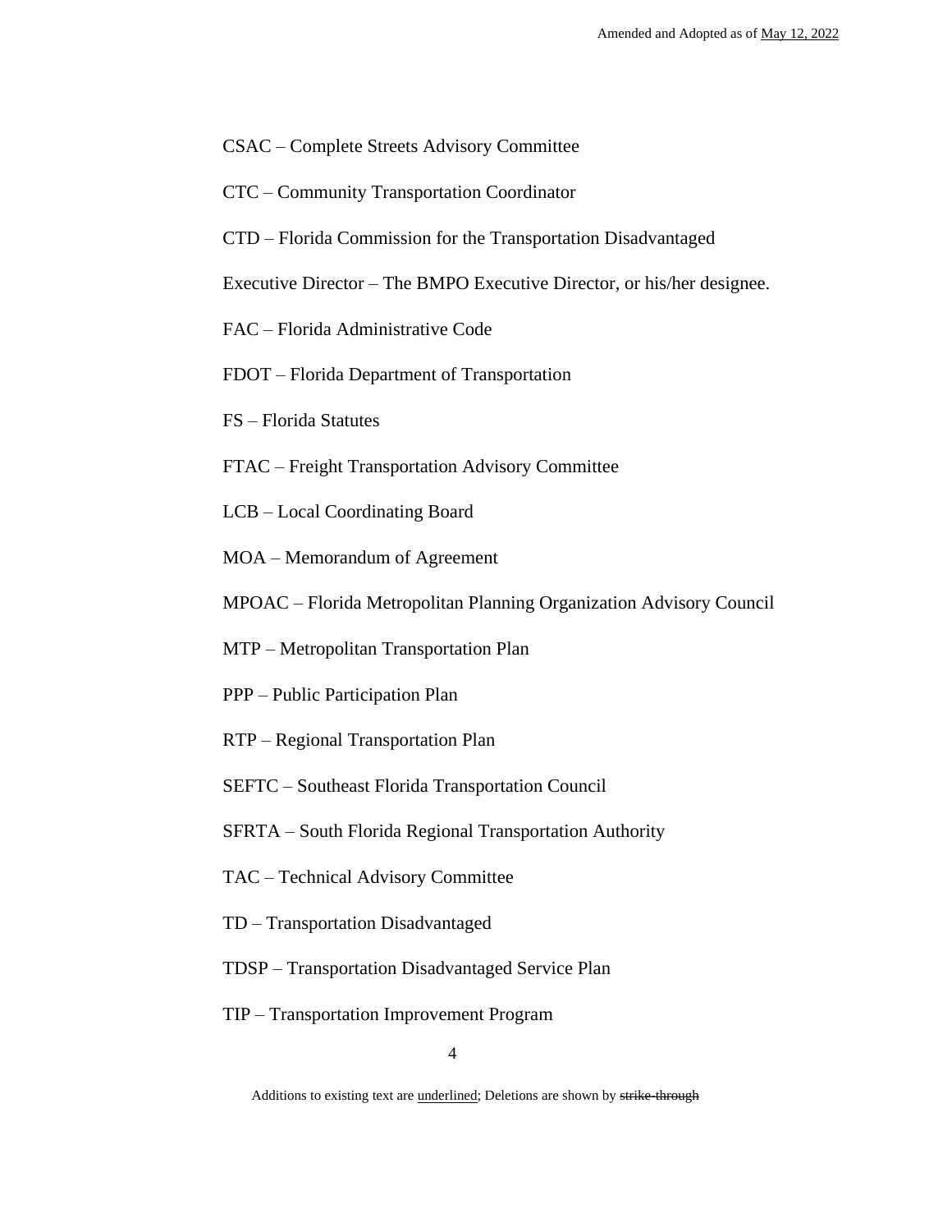CSAC – Complete Streets Advisory Committee

CTC – Community Transportation Coordinator

CTD – Florida Commission for the Transportation Disadvantaged

Executive Director – The BMPO Executive Director, or his/her designee.

FAC – Florida Administrative Code

FDOT – Florida Department of Transportation

FS – Florida Statutes

FTAC – Freight Transportation Advisory Committee

LCB – Local Coordinating Board

MOA – Memorandum of Agreement

MPOAC – Florida Metropolitan Planning Organization Advisory Council

MTP – Metropolitan Transportation Plan

PPP – Public Participation Plan

RTP – Regional Transportation Plan

SEFTC – Southeast Florida Transportation Council

SFRTA – South Florida Regional Transportation Authority

TAC – Technical Advisory Committee

TD – Transportation Disadvantaged

TDSP – Transportation Disadvantaged Service Plan

TIP – Transportation Improvement Program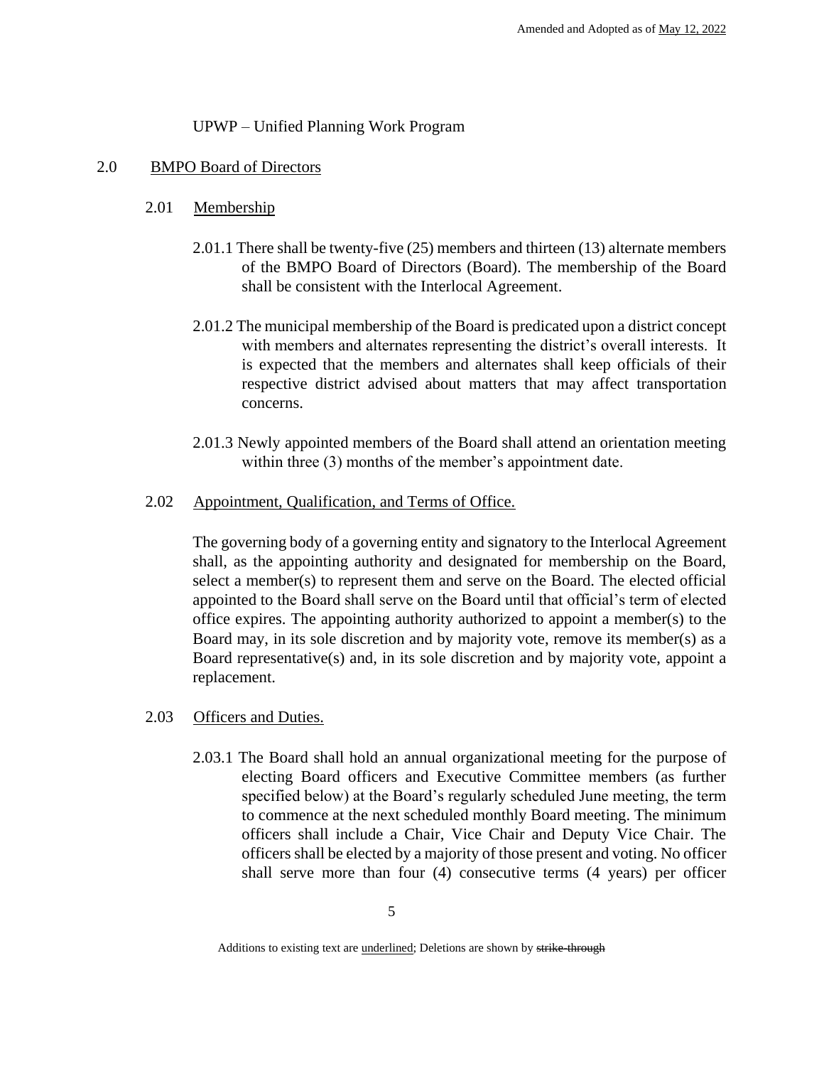UPWP – Unified Planning Work Program

## 2.0 BMPO Board of Directors

### 2.01 Membership

2.01.1 There shall be twenty-five (25) members and thirteen (13) alternate members of the BMPO Board of Directors (Board). The membership of the Board shall be consistent with the Interlocal Agreement.

2.01.2 The municipal membership of the Board is predicated upon a district concept with members and alternates representing the district's overall interests. It is expected that the members and alternates shall keep officials of their respective district advised about matters that may affect transportation concerns.

2.01.3 Newly appointed members of the Board shall attend an orientation meeting within three (3) months of the member's appointment date.

### 2.02 Appointment, Qualification, and Terms of Office.

The governing body of a governing entity and signatory to the Interlocal Agreement shall, as the appointing authority and designated for membership on the Board, select a member(s) to represent them and serve on the Board. The elected official appointed to the Board shall serve on the Board until that official's term of elected office expires. The appointing authority authorized to appoint a member(s) to the Board may, in its sole discretion and by majority vote, remove its member(s) as a Board representative(s) and, in its sole discretion and by majority vote, appoint a replacement.

### 2.03 Officers and Duties.

2.03.1 The Board shall hold an annual organizational meeting for the purpose of electing Board officers and Executive Committee members (as further specified below) at the Board's regularly scheduled June meeting, the term to commence at the next scheduled monthly Board meeting. The minimum officers shall include a Chair, Vice Chair and Deputy Vice Chair. The officers shall be elected by a majority of those present and voting. No officer shall serve more than four (4) consecutive terms (4 years) per officer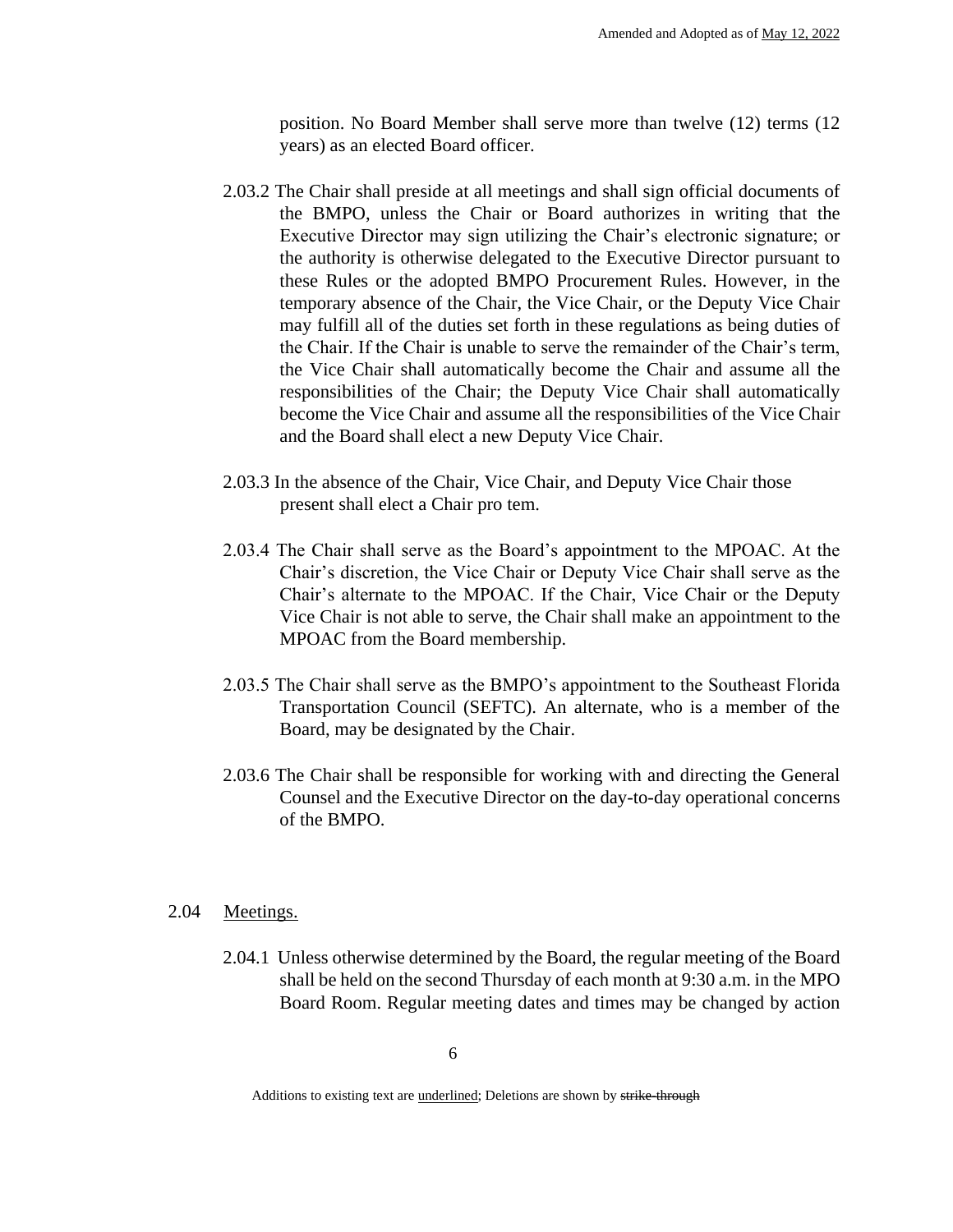position. No Board Member shall serve more than twelve (12) terms (12 years) as an elected Board officer.

2.03.2 The Chair shall preside at all meetings and shall sign official documents of the BMPO, unless the Chair or Board authorizes in writing that the Executive Director may sign utilizing the Chair's electronic signature; or the authority is otherwise delegated to the Executive Director pursuant to these Rules or the adopted BMPO Procurement Rules. However, in the temporary absence of the Chair, the Vice Chair, or the Deputy Vice Chair may fulfill all of the duties set forth in these regulations as being duties of the Chair. If the Chair is unable to serve the remainder of the Chair's term, the Vice Chair shall automatically become the Chair and assume all the responsibilities of the Chair; the Deputy Vice Chair shall automatically become the Vice Chair and assume all the responsibilities of the Vice Chair and the Board shall elect a new Deputy Vice Chair.

2.03.3 In the absence of the Chair, Vice Chair, and Deputy Vice Chair those present shall elect a Chair pro tem.

2.03.4 The Chair shall serve as the Board's appointment to the MPOAC. At the Chair's discretion, the Vice Chair or Deputy Vice Chair shall serve as the Chair's alternate to the MPOAC. If the Chair, Vice Chair or the Deputy Vice Chair is not able to serve, the Chair shall make an appointment to the MPOAC from the Board membership.

2.03.5 The Chair shall serve as the BMPO's appointment to the Southeast Florida Transportation Council (SEFTC). An alternate, who is a member of the Board, may be designated by the Chair.

2.03.6 The Chair shall be responsible for working with and directing the General Counsel and the Executive Director on the day-to-day operational concerns of the BMPO.

2.04 Meetings.

2.04.1 Unless otherwise determined by the Board, the regular meeting of the Board shall be held on the second Thursday of each month at 9:30 a.m. in the MPO Board Room. Regular meeting dates and times may be changed by action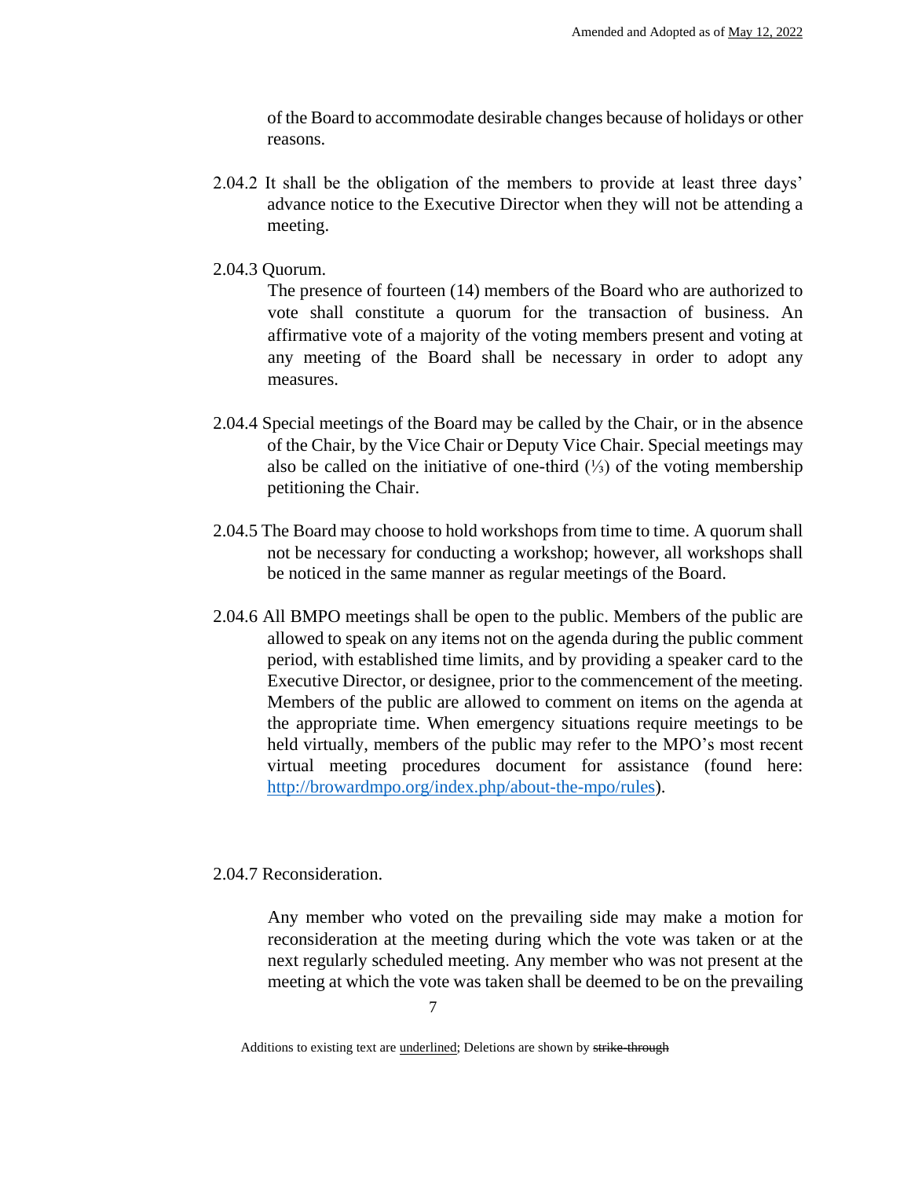of the Board to accommodate desirable changes because of holidays or other reasons.

2.04.2 It shall be the obligation of the members to provide at least three days' advance notice to the Executive Director when they will not be attending a meeting.

2.04.3 Quorum.

The presence of fourteen (14) members of the Board who are authorized to vote shall constitute a quorum for the transaction of business. An affirmative vote of a majority of the voting members present and voting at any meeting of the Board shall be necessary in order to adopt any measures.

2.04.4 Special meetings of the Board may be called by the Chair, or in the absence of the Chair, by the Vice Chair or Deputy Vice Chair. Special meetings may also be called on the initiative of one-third (⅓) of the voting membership petitioning the Chair.

2.04.5 The Board may choose to hold workshops from time to time. A quorum shall not be necessary for conducting a workshop; however, all workshops shall be noticed in the same manner as regular meetings of the Board.

2.04.6 All BMPO meetings shall be open to the public. Members of the public are allowed to speak on any items not on the agenda during the public comment period, with established time limits, and by providing a speaker card to the Executive Director, or designee, prior to the commencement of the meeting. Members of the public are allowed to comment on items on the agenda at the appropriate time. When emergency situations require meetings to be held virtually, members of the public may refer to the MPO's most recent virtual meeting procedures document for assistance (found here: http://browardmpo.org/index.php/about-the-mpo/rules).

2.04.7 Reconsideration.

Any member who voted on the prevailing side may make a motion for reconsideration at the meeting during which the vote was taken or at the next regularly scheduled meeting. Any member who was not present at the meeting at which the vote was taken shall be deemed to be on the prevailing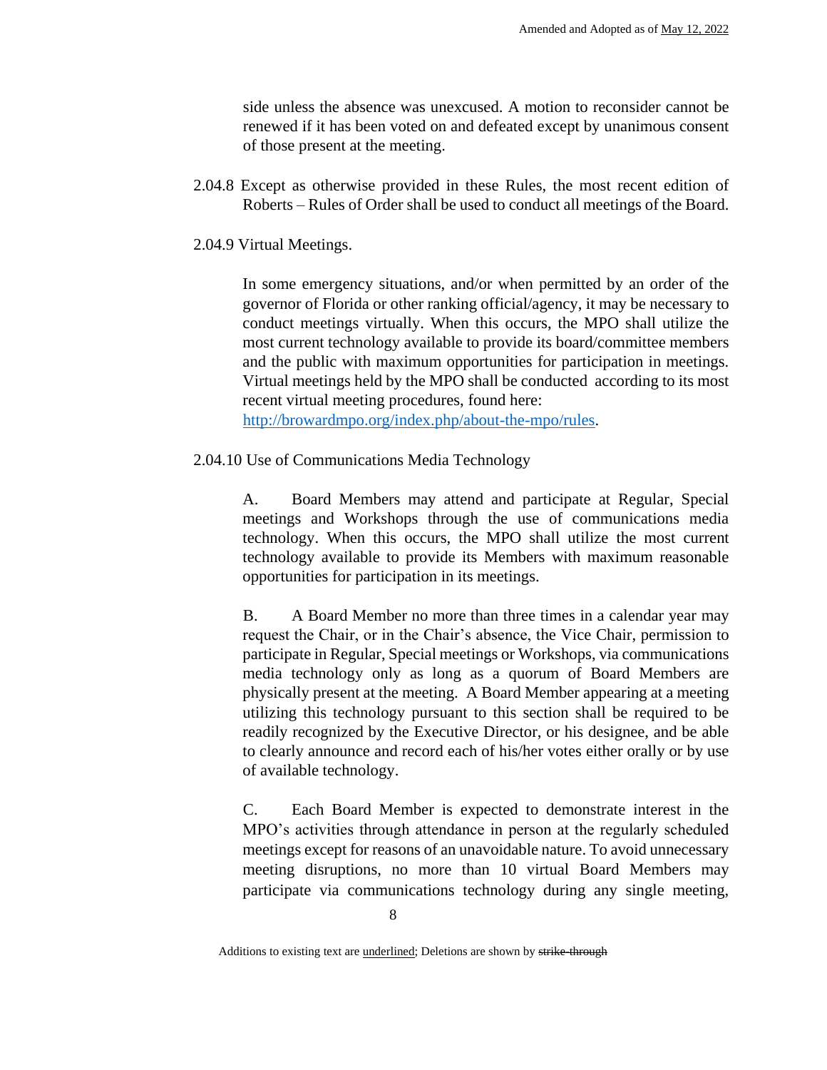side unless the absence was unexcused. A motion to reconsider cannot be renewed if it has been voted on and defeated except by unanimous consent of those present at the meeting.

2.04.8 Except as otherwise provided in these Rules, the most recent edition of Roberts – Rules of Order shall be used to conduct all meetings of the Board.

2.04.9 Virtual Meetings.

In some emergency situations, and/or when permitted by an order of the governor of Florida or other ranking official/agency, it may be necessary to conduct meetings virtually. When this occurs, the MPO shall utilize the most current technology available to provide its board/committee members and the public with maximum opportunities for participation in meetings. Virtual meetings held by the MPO shall be conducted according to its most recent virtual meeting procedures, found here: [http://browardmpo.org/index.php/about-the-mpo/rules](http://browardmpo.org/index.php/about-the-mpo/rules).

2.04.10 Use of Communications Media Technology

A. Board Members may attend and participate at Regular, Special meetings and Workshops through the use of communications media technology. When this occurs, the MPO shall utilize the most current technology available to provide its Members with maximum reasonable opportunities for participation in its meetings.

B. A Board Member no more than three times in a calendar year may request the Chair, or in the Chair's absence, the Vice Chair, permission to participate in Regular, Special meetings or Workshops, via communications media technology only as long as a quorum of Board Members are physically present at the meeting. A Board Member appearing at a meeting utilizing this technology pursuant to this section shall be required to be readily recognized by the Executive Director, or his designee, and be able to clearly announce and record each of his/her votes either orally or by use of available technology.

C. Each Board Member is expected to demonstrate interest in the MPO's activities through attendance in person at the regularly scheduled meetings except for reasons of an unavoidable nature. To avoid unnecessary meeting disruptions, no more than 10 virtual Board Members may participate via communications technology during any single meeting,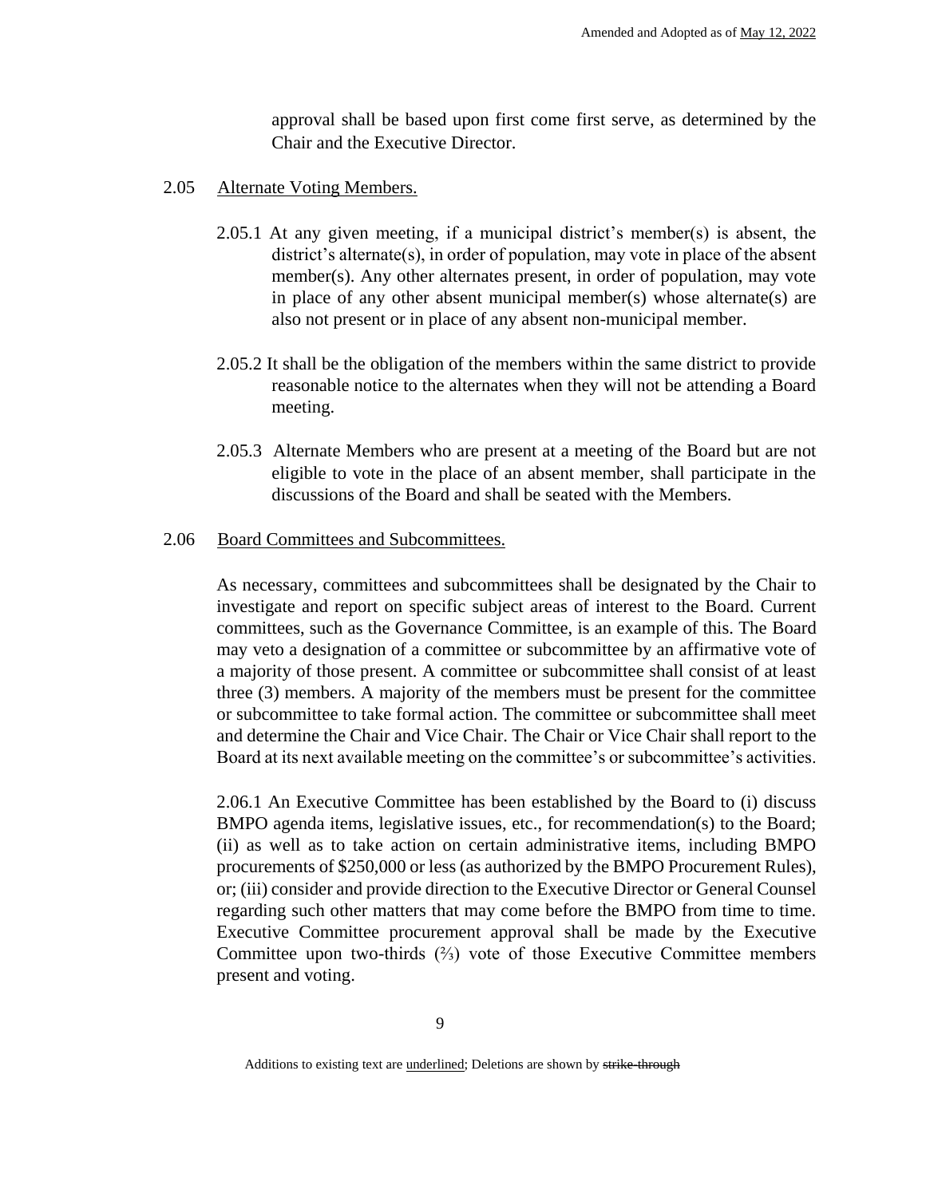approval shall be based upon first come first serve, as determined by the Chair and the Executive Director.

2.05 Alternate Voting Members.

2.05.1 At any given meeting, if a municipal district's member(s) is absent, the district's alternate(s), in order of population, may vote in place of the absent member(s). Any other alternates present, in order of population, may vote in place of any other absent municipal member(s) whose alternate(s) are also not present or in place of any absent non-municipal member.

2.05.2 It shall be the obligation of the members within the same district to provide reasonable notice to the alternates when they will not be attending a Board meeting.

2.05.3 Alternate Members who are present at a meeting of the Board but are not eligible to vote in the place of an absent member, shall participate in the discussions of the Board and shall be seated with the Members.

2.06 Board Committees and Subcommittees.

As necessary, committees and subcommittees shall be designated by the Chair to investigate and report on specific subject areas of interest to the Board. Current committees, such as the Governance Committee, is an example of this. The Board may veto a designation of a committee or subcommittee by an affirmative vote of a majority of those present. A committee or subcommittee shall consist of at least three (3) members. A majority of the members must be present for the committee or subcommittee to take formal action. The committee or subcommittee shall meet and determine the Chair and Vice Chair. The Chair or Vice Chair shall report to the Board at its next available meeting on the committee's or subcommittee's activities.

2.06.1 An Executive Committee has been established by the Board to (i) discuss BMPO agenda items, legislative issues, etc., for recommendation(s) to the Board; (ii) as well as to take action on certain administrative items, including BMPO procurements of $250,000 or less (as authorized by the BMPO Procurement Rules), or; (iii) consider and provide direction to the Executive Director or General Counsel regarding such other matters that may come before the BMPO from time to time. Executive Committee procurement approval shall be made by the Executive Committee upon two-thirds (⅔) vote of those Executive Committee members present and voting.

Additions to existing text are underlined; Deletions are shown by ~~strike-through~~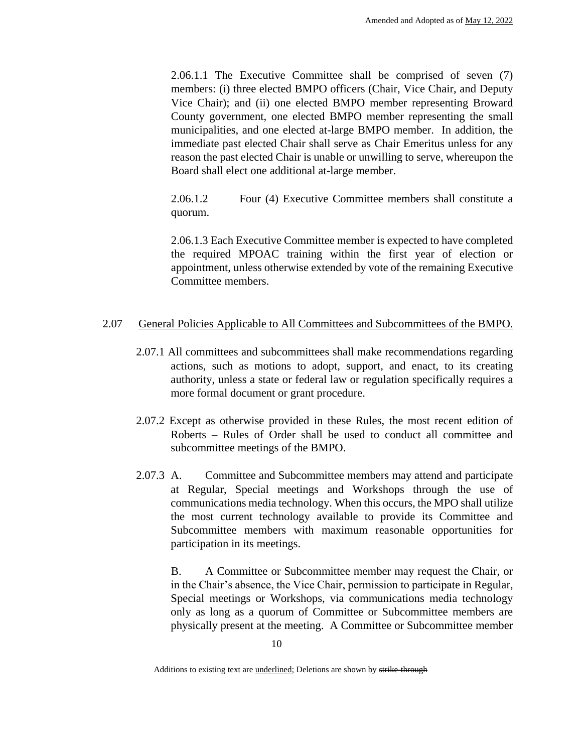2.06.1.1 The Executive Committee shall be comprised of seven (7) members: (i) three elected BMPO officers (Chair, Vice Chair, and Deputy Vice Chair); and (ii) one elected BMPO member representing Broward County government, one elected BMPO member representing the small municipalities, and one elected at-large BMPO member. In addition, the immediate past elected Chair shall serve as Chair Emeritus unless for any reason the past elected Chair is unable or unwilling to serve, whereupon the Board shall elect one additional at-large member.

2.06.1.2 Four (4) Executive Committee members shall constitute a quorum.

2.06.1.3 Each Executive Committee member is expected to have completed the required MPOAC training within the first year of election or appointment, unless otherwise extended by vote of the remaining Executive Committee members.

2.07 General Policies Applicable to All Committees and Subcommittees of the BMPO.

2.07.1 All committees and subcommittees shall make recommendations regarding actions, such as motions to adopt, support, and enact, to its creating authority, unless a state or federal law or regulation specifically requires a more formal document or grant procedure.

2.07.2 Except as otherwise provided in these Rules, the most recent edition of Roberts – Rules of Order shall be used to conduct all committee and subcommittee meetings of the BMPO.

2.07.3 A. Committee and Subcommittee members may attend and participate at Regular, Special meetings and Workshops through the use of communications media technology. When this occurs, the MPO shall utilize the most current technology available to provide its Committee and Subcommittee members with maximum reasonable opportunities for participation in its meetings.

B. A Committee or Subcommittee member may request the Chair, or in the Chair's absence, the Vice Chair, permission to participate in Regular, Special meetings or Workshops, via communications media technology only as long as a quorum of Committee or Subcommittee members are physically present at the meeting. A Committee or Subcommittee member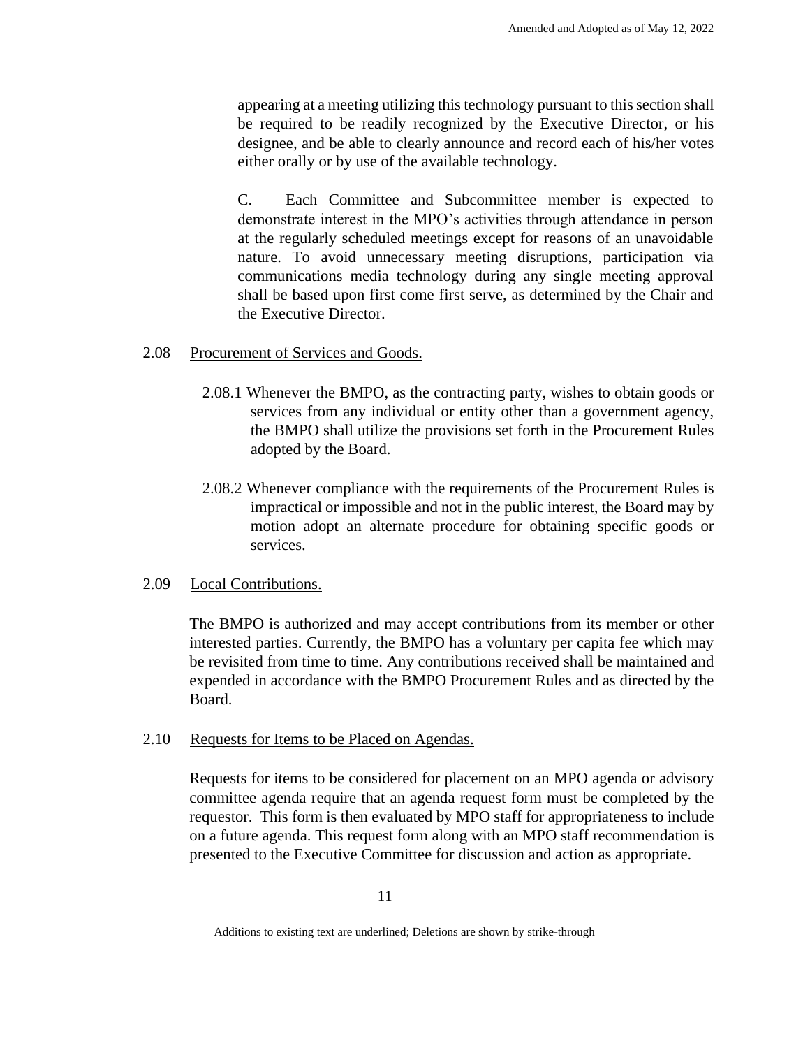appearing at a meeting utilizing this technology pursuant to this section shall be required to be readily recognized by the Executive Director, or his designee, and be able to clearly announce and record each of his/her votes either orally or by use of the available technology.

C. Each Committee and Subcommittee member is expected to demonstrate interest in the MPO's activities through attendance in person at the regularly scheduled meetings except for reasons of an unavoidable nature. To avoid unnecessary meeting disruptions, participation via communications media technology during any single meeting approval shall be based upon first come first serve, as determined by the Chair and the Executive Director.

2.08 Procurement of Services and Goods.

2.08.1 Whenever the BMPO, as the contracting party, wishes to obtain goods or services from any individual or entity other than a government agency, the BMPO shall utilize the provisions set forth in the Procurement Rules adopted by the Board.

2.08.2 Whenever compliance with the requirements of the Procurement Rules is impractical or impossible and not in the public interest, the Board may by motion adopt an alternate procedure for obtaining specific goods or services.

2.09 Local Contributions.

The BMPO is authorized and may accept contributions from its member or other interested parties. Currently, the BMPO has a voluntary per capita fee which may be revisited from time to time. Any contributions received shall be maintained and expended in accordance with the BMPO Procurement Rules and as directed by the Board.

2.10 Requests for Items to be Placed on Agendas.

Requests for items to be considered for placement on an MPO agenda or advisory committee agenda require that an agenda request form must be completed by the requestor. This form is then evaluated by MPO staff for appropriateness to include on a future agenda. This request form along with an MPO staff recommendation is presented to the Executive Committee for discussion and action as appropriate.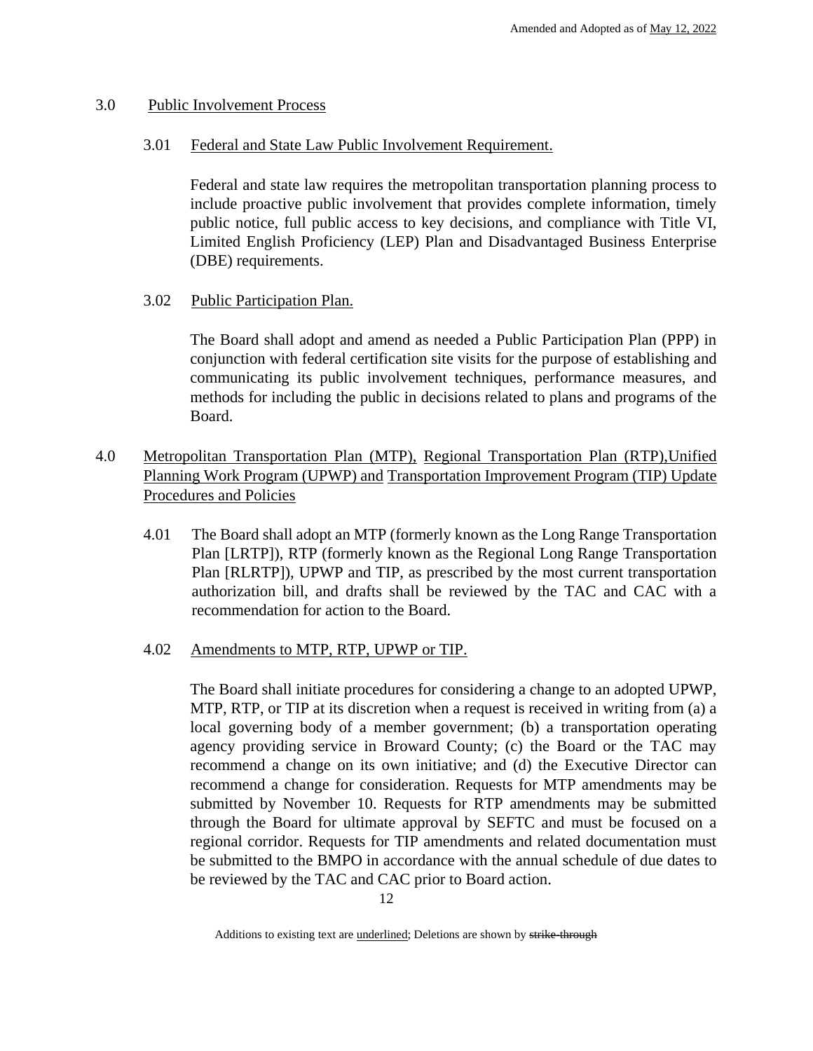## 3.0 Public Involvement Process

### 3.01 Federal and State Law Public Involvement Requirement.

Federal and state law requires the metropolitan transportation planning process to include proactive public involvement that provides complete information, timely public notice, full public access to key decisions, and compliance with Title VI, Limited English Proficiency (LEP) Plan and Disadvantaged Business Enterprise (DBE) requirements.

### 3.02 Public Participation Plan.

The Board shall adopt and amend as needed a Public Participation Plan (PPP) in conjunction with federal certification site visits for the purpose of establishing and communicating its public involvement techniques, performance measures, and methods for including the public in decisions related to plans and programs of the Board.

## 4.0 Metropolitan Transportation Plan (MTP), Regional Transportation Plan (RTP),Unified Planning Work Program (UPWP) and Transportation Improvement Program (TIP) Update Procedures and Policies

4.01 The Board shall adopt an MTP (formerly known as the Long Range Transportation Plan [LRTP]), RTP (formerly known as the Regional Long Range Transportation Plan [RLRTP]), UPWP and TIP, as prescribed by the most current transportation authorization bill, and drafts shall be reviewed by the TAC and CAC with a recommendation for action to the Board.

### 4.02 Amendments to MTP, RTP, UPWP or TIP.

The Board shall initiate procedures for considering a change to an adopted UPWP, MTP, RTP, or TIP at its discretion when a request is received in writing from (a) a local governing body of a member government; (b) a transportation operating agency providing service in Broward County; (c) the Board or the TAC may recommend a change on its own initiative; and (d) the Executive Director can recommend a change for consideration. Requests for MTP amendments may be submitted by November 10. Requests for RTP amendments may be submitted through the Board for ultimate approval by SEFTC and must be focused on a regional corridor. Requests for TIP amendments and related documentation must be submitted to the BMPO in accordance with the annual schedule of due dates to be reviewed by the TAC and CAC prior to Board action.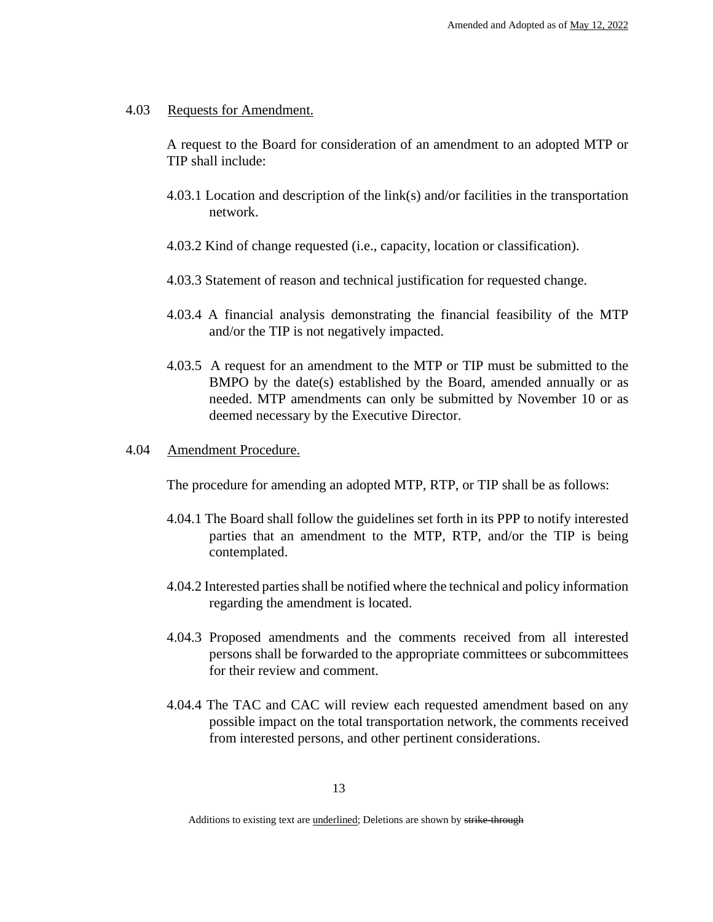### 4.03 Requests for Amendment.

A request to the Board for consideration of an amendment to an adopted MTP or TIP shall include:

4.03.1 Location and description of the link(s) and/or facilities in the transportation network.

4.03.2 Kind of change requested (i.e., capacity, location or classification).

4.03.3 Statement of reason and technical justification for requested change.

4.03.4 A financial analysis demonstrating the financial feasibility of the MTP and/or the TIP is not negatively impacted.

4.03.5 A request for an amendment to the MTP or TIP must be submitted to the BMPO by the date(s) established by the Board, amended annually or as needed. MTP amendments can only be submitted by November 10 or as deemed necessary by the Executive Director.

### 4.04 Amendment Procedure.

The procedure for amending an adopted MTP, RTP, or TIP shall be as follows:

4.04.1 The Board shall follow the guidelines set forth in its PPP to notify interested parties that an amendment to the MTP, RTP, and/or the TIP is being contemplated.

4.04.2 Interested parties shall be notified where the technical and policy information regarding the amendment is located.

4.04.3 Proposed amendments and the comments received from all interested persons shall be forwarded to the appropriate committees or subcommittees for their review and comment.

4.04.4 The TAC and CAC will review each requested amendment based on any possible impact on the total transportation network, the comments received from interested persons, and other pertinent considerations.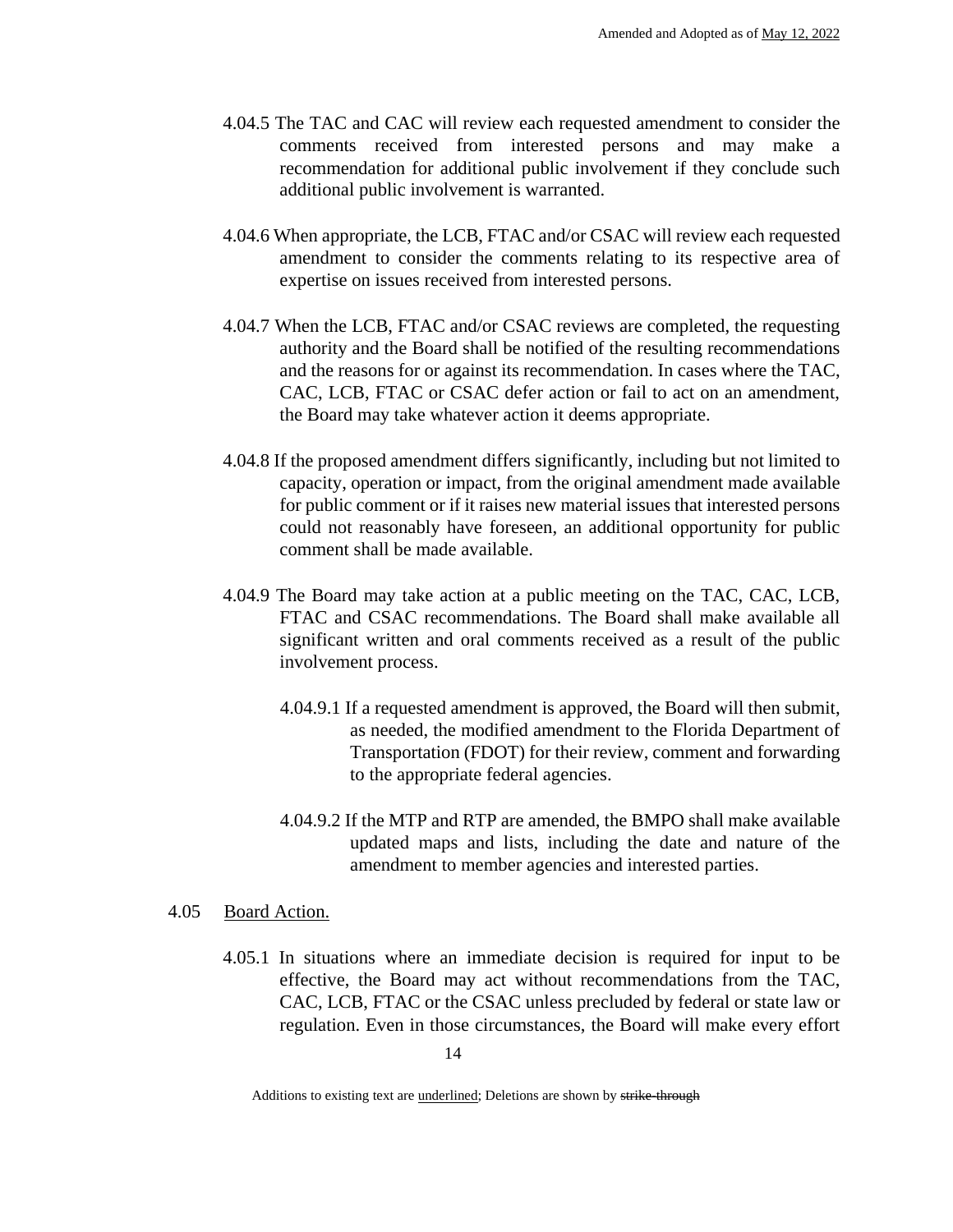4.04.5 The TAC and CAC will review each requested amendment to consider the comments received from interested persons and may make a recommendation for additional public involvement if they conclude such additional public involvement is warranted.

4.04.6 When appropriate, the LCB, FTAC and/or CSAC will review each requested amendment to consider the comments relating to its respective area of expertise on issues received from interested persons.

4.04.7 When the LCB, FTAC and/or CSAC reviews are completed, the requesting authority and the Board shall be notified of the resulting recommendations and the reasons for or against its recommendation. In cases where the TAC, CAC, LCB, FTAC or CSAC defer action or fail to act on an amendment, the Board may take whatever action it deems appropriate.

4.04.8 If the proposed amendment differs significantly, including but not limited to capacity, operation or impact, from the original amendment made available for public comment or if it raises new material issues that interested persons could not reasonably have foreseen, an additional opportunity for public comment shall be made available.

4.04.9 The Board may take action at a public meeting on the TAC, CAC, LCB, FTAC and CSAC recommendations. The Board shall make available all significant written and oral comments received as a result of the public involvement process.

4.04.9.1 If a requested amendment is approved, the Board will then submit, as needed, the modified amendment to the Florida Department of Transportation (FDOT) for their review, comment and forwarding to the appropriate federal agencies.

4.04.9.2 If the MTP and RTP are amended, the BMPO shall make available updated maps and lists, including the date and nature of the amendment to member agencies and interested parties.

4.05 Board Action.

4.05.1 In situations where an immediate decision is required for input to be effective, the Board may act without recommendations from the TAC, CAC, LCB, FTAC or the CSAC unless precluded by federal or state law or regulation. Even in those circumstances, the Board will make every effort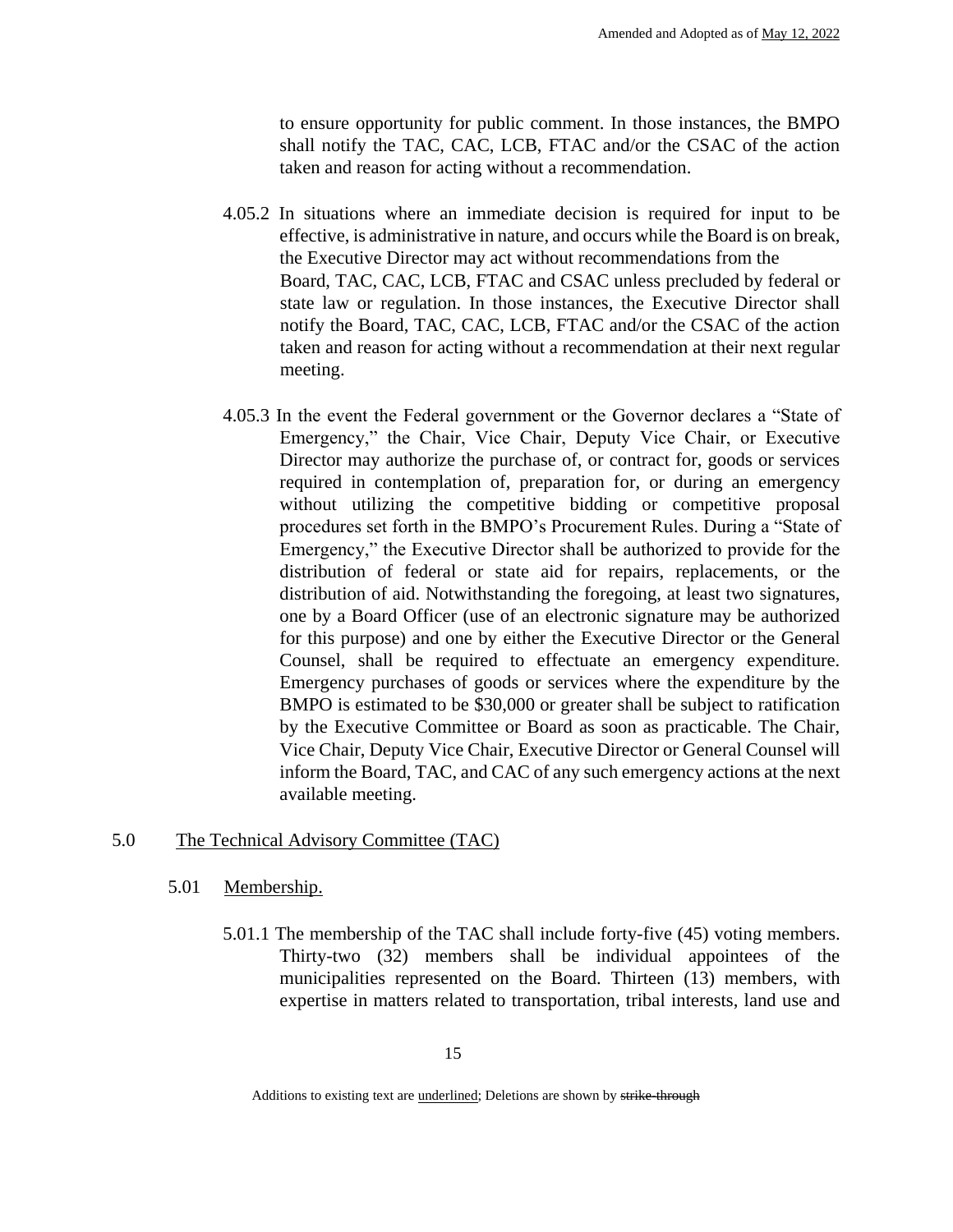to ensure opportunity for public comment. In those instances, the BMPO shall notify the TAC, CAC, LCB, FTAC and/or the CSAC of the action taken and reason for acting without a recommendation.

4.05.2 In situations where an immediate decision is required for input to be effective, is administrative in nature, and occurs while the Board is on break, the Executive Director may act without recommendations from the Board, TAC, CAC, LCB, FTAC and CSAC unless precluded by federal or state law or regulation. In those instances, the Executive Director shall notify the Board, TAC, CAC, LCB, FTAC and/or the CSAC of the action taken and reason for acting without a recommendation at their next regular meeting.

4.05.3 In the event the Federal government or the Governor declares a "State of Emergency," the Chair, Vice Chair, Deputy Vice Chair, or Executive Director may authorize the purchase of, or contract for, goods or services required in contemplation of, preparation for, or during an emergency without utilizing the competitive bidding or competitive proposal procedures set forth in the BMPO's Procurement Rules. During a "State of Emergency," the Executive Director shall be authorized to provide for the distribution of federal or state aid for repairs, replacements, or the distribution of aid. Notwithstanding the foregoing, at least two signatures, one by a Board Officer (use of an electronic signature may be authorized for this purpose) and one by either the Executive Director or the General Counsel, shall be required to effectuate an emergency expenditure. Emergency purchases of goods or services where the expenditure by the BMPO is estimated to be $30,000 or greater shall be subject to ratification by the Executive Committee or Board as soon as practicable. The Chair, Vice Chair, Deputy Vice Chair, Executive Director or General Counsel will inform the Board, TAC, and CAC of any such emergency actions at the next available meeting.

## 5.0 The Technical Advisory Committee (TAC)

### 5.01 Membership.

5.01.1 The membership of the TAC shall include forty-five (45) voting members. Thirty-two (32) members shall be individual appointees of the municipalities represented on the Board. Thirteen (13) members, with expertise in matters related to transportation, tribal interests, land use and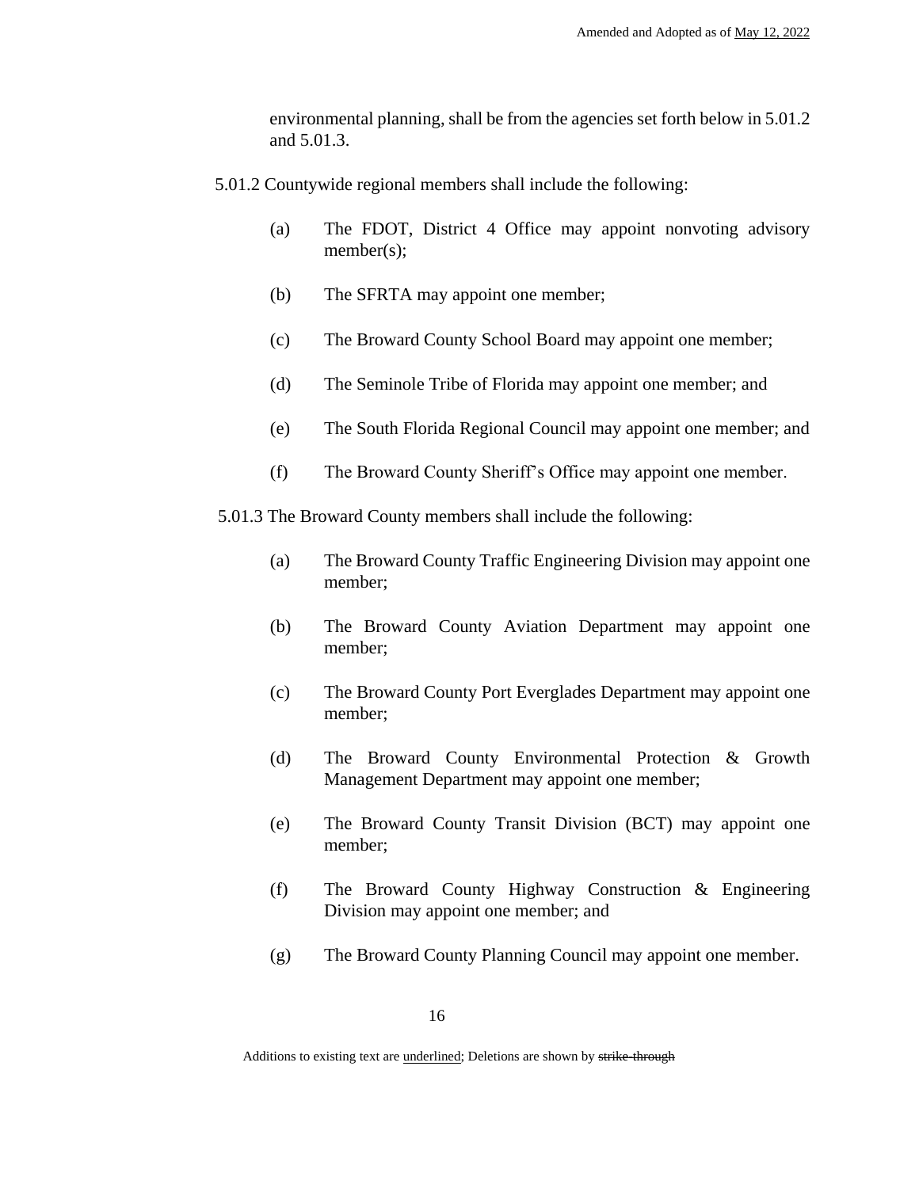environmental planning, shall be from the agencies set forth below in 5.01.2 and 5.01.3.

5.01.2 Countywide regional members shall include the following:

(a) The FDOT, District 4 Office may appoint nonvoting advisory member(s);

(b) The SFRTA may appoint one member;

(c) The Broward County School Board may appoint one member;

(d) The Seminole Tribe of Florida may appoint one member; and

(e) The South Florida Regional Council may appoint one member; and

(f) The Broward County Sheriff's Office may appoint one member.

5.01.3 The Broward County members shall include the following:

(a) The Broward County Traffic Engineering Division may appoint one member;

(b) The Broward County Aviation Department may appoint one member;

(c) The Broward County Port Everglades Department may appoint one member;

(d) The Broward County Environmental Protection & Growth Management Department may appoint one member;

(e) The Broward County Transit Division (BCT) may appoint one member;

(f) The Broward County Highway Construction & Engineering Division may appoint one member; and

(g) The Broward County Planning Council may appoint one member.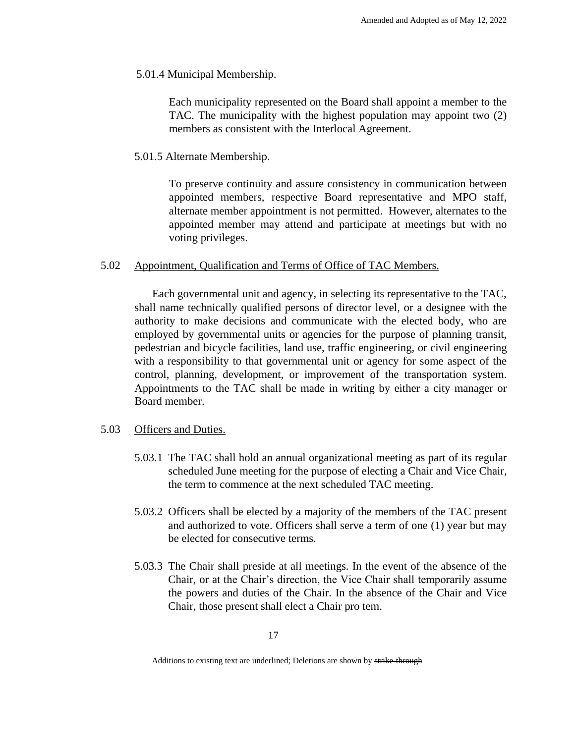5.01.4 Municipal Membership.

Each municipality represented on the Board shall appoint a member to the TAC. The municipality with the highest population may appoint two (2) members as consistent with the Interlocal Agreement.

5.01.5 Alternate Membership.

To preserve continuity and assure consistency in communication between appointed members, respective Board representative and MPO staff, alternate member appointment is not permitted. However, alternates to the appointed member may attend and participate at meetings but with no voting privileges.

5.02 Appointment, Qualification and Terms of Office of TAC Members.

Each governmental unit and agency, in selecting its representative to the TAC, shall name technically qualified persons of director level, or a designee with the authority to make decisions and communicate with the elected body, who are employed by governmental units or agencies for the purpose of planning transit, pedestrian and bicycle facilities, land use, traffic engineering, or civil engineering with a responsibility to that governmental unit or agency for some aspect of the control, planning, development, or improvement of the transportation system. Appointments to the TAC shall be made in writing by either a city manager or Board member.

5.03 Officers and Duties.

5.03.1 The TAC shall hold an annual organizational meeting as part of its regular scheduled June meeting for the purpose of electing a Chair and Vice Chair, the term to commence at the next scheduled TAC meeting.

5.03.2 Officers shall be elected by a majority of the members of the TAC present and authorized to vote. Officers shall serve a term of one (1) year but may be elected for consecutive terms.

5.03.3 The Chair shall preside at all meetings. In the event of the absence of the Chair, or at the Chair's direction, the Vice Chair shall temporarily assume the powers and duties of the Chair. In the absence of the Chair and Vice Chair, those present shall elect a Chair pro tem.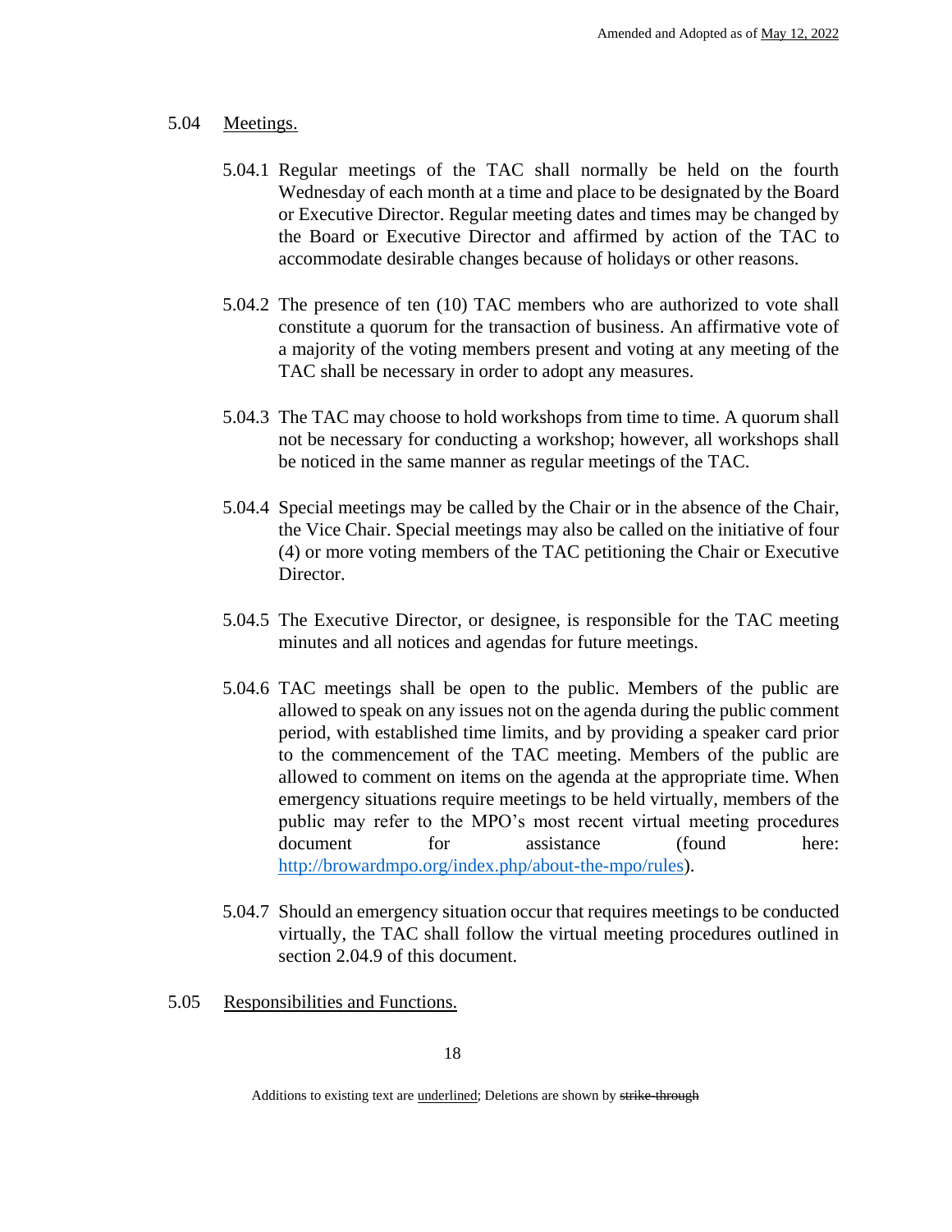### 5.04 Meetings.

5.04.1 Regular meetings of the TAC shall normally be held on the fourth Wednesday of each month at a time and place to be designated by the Board or Executive Director. Regular meeting dates and times may be changed by the Board or Executive Director and affirmed by action of the TAC to accommodate desirable changes because of holidays or other reasons.

5.04.2 The presence of ten (10) TAC members who are authorized to vote shall constitute a quorum for the transaction of business. An affirmative vote of a majority of the voting members present and voting at any meeting of the TAC shall be necessary in order to adopt any measures.

5.04.3 The TAC may choose to hold workshops from time to time. A quorum shall not be necessary for conducting a workshop; however, all workshops shall be noticed in the same manner as regular meetings of the TAC.

5.04.4 Special meetings may be called by the Chair or in the absence of the Chair, the Vice Chair. Special meetings may also be called on the initiative of four (4) or more voting members of the TAC petitioning the Chair or Executive Director.

5.04.5 The Executive Director, or designee, is responsible for the TAC meeting minutes and all notices and agendas for future meetings.

5.04.6 TAC meetings shall be open to the public. Members of the public are allowed to speak on any issues not on the agenda during the public comment period, with established time limits, and by providing a speaker card prior to the commencement of the TAC meeting. Members of the public are allowed to comment on items on the agenda at the appropriate time. When emergency situations require meetings to be held virtually, members of the public may refer to the MPO's most recent virtual meeting procedures document for assistance (found here: http://browardmpo.org/index.php/about-the-mpo/rules).

5.04.7 Should an emergency situation occur that requires meetings to be conducted virtually, the TAC shall follow the virtual meeting procedures outlined in section 2.04.9 of this document.

### 5.05 Responsibilities and Functions.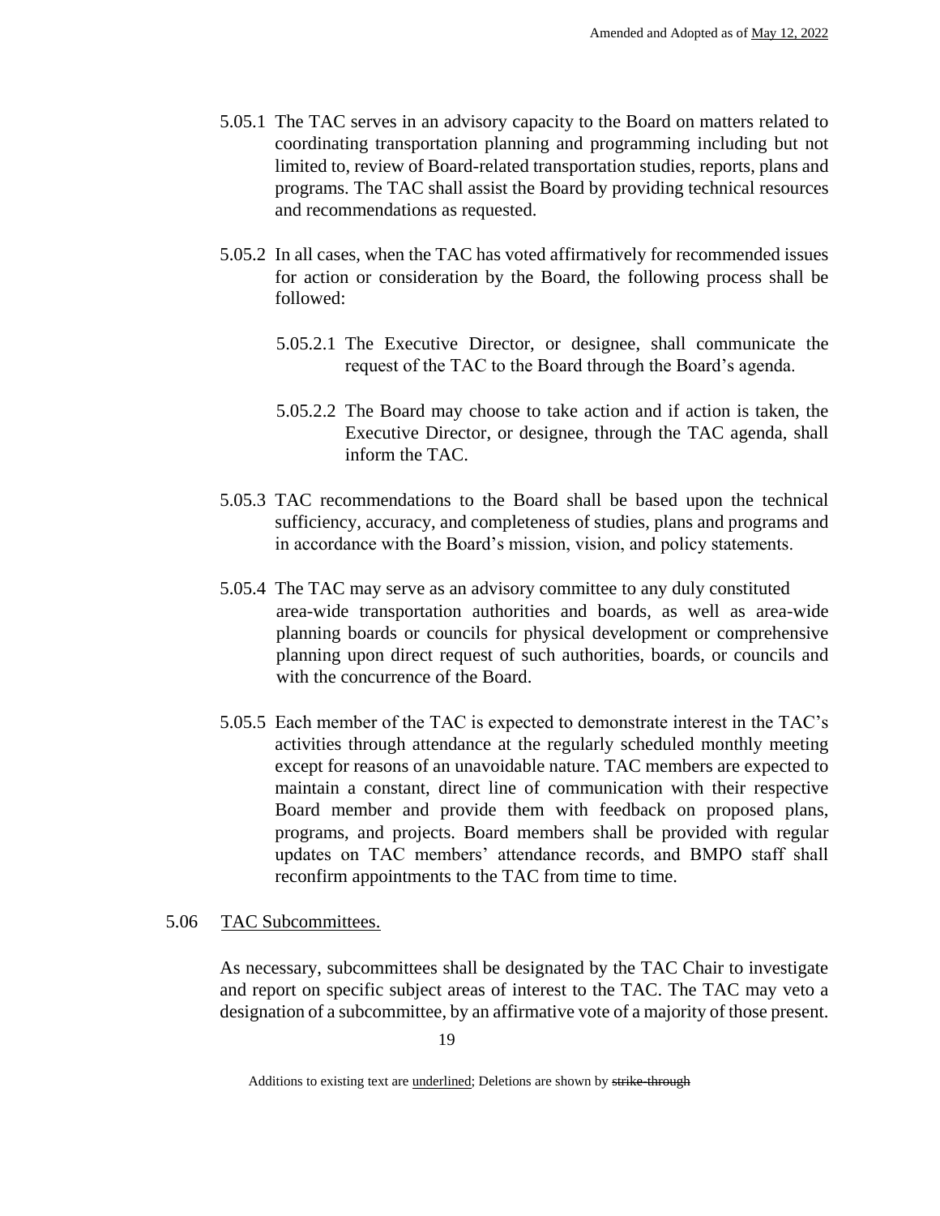5.05.1 The TAC serves in an advisory capacity to the Board on matters related to coordinating transportation planning and programming including but not limited to, review of Board-related transportation studies, reports, plans and programs. The TAC shall assist the Board by providing technical resources and recommendations as requested.

5.05.2 In all cases, when the TAC has voted affirmatively for recommended issues for action or consideration by the Board, the following process shall be followed:

5.05.2.1 The Executive Director, or designee, shall communicate the request of the TAC to the Board through the Board's agenda.

5.05.2.2 The Board may choose to take action and if action is taken, the Executive Director, or designee, through the TAC agenda, shall inform the TAC.

5.05.3 TAC recommendations to the Board shall be based upon the technical sufficiency, accuracy, and completeness of studies, plans and programs and in accordance with the Board's mission, vision, and policy statements.

5.05.4 The TAC may serve as an advisory committee to any duly constituted area-wide transportation authorities and boards, as well as area-wide planning boards or councils for physical development or comprehensive planning upon direct request of such authorities, boards, or councils and with the concurrence of the Board.

5.05.5 Each member of the TAC is expected to demonstrate interest in the TAC's activities through attendance at the regularly scheduled monthly meeting except for reasons of an unavoidable nature. TAC members are expected to maintain a constant, direct line of communication with their respective Board member and provide them with feedback on proposed plans, programs, and projects. Board members shall be provided with regular updates on TAC members' attendance records, and BMPO staff shall reconfirm appointments to the TAC from time to time.

5.06 TAC Subcommittees.

As necessary, subcommittees shall be designated by the TAC Chair to investigate and report on specific subject areas of interest to the TAC. The TAC may veto a designation of a subcommittee, by an affirmative vote of a majority of those present.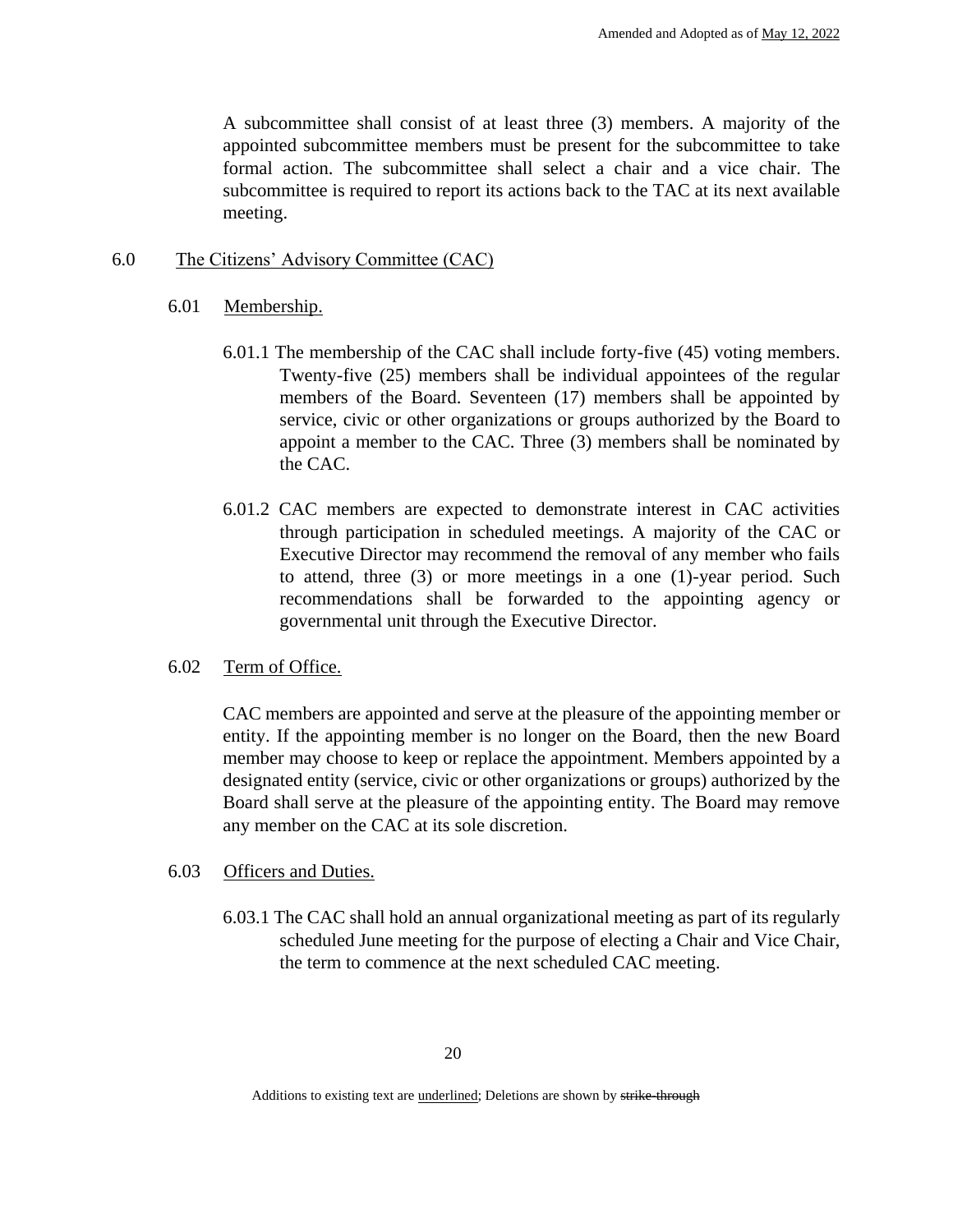A subcommittee shall consist of at least three (3) members. A majority of the appointed subcommittee members must be present for the subcommittee to take formal action. The subcommittee shall select a chair and a vice chair. The subcommittee is required to report its actions back to the TAC at its next available meeting.

## 6.0 The Citizens' Advisory Committee (CAC)

### 6.01 Membership.

6.01.1 The membership of the CAC shall include forty-five (45) voting members. Twenty-five (25) members shall be individual appointees of the regular members of the Board. Seventeen (17) members shall be appointed by service, civic or other organizations or groups authorized by the Board to appoint a member to the CAC. Three (3) members shall be nominated by the CAC.

6.01.2 CAC members are expected to demonstrate interest in CAC activities through participation in scheduled meetings. A majority of the CAC or Executive Director may recommend the removal of any member who fails to attend, three (3) or more meetings in a one (1)-year period. Such recommendations shall be forwarded to the appointing agency or governmental unit through the Executive Director.

### 6.02 Term of Office.

CAC members are appointed and serve at the pleasure of the appointing member or entity. If the appointing member is no longer on the Board, then the new Board member may choose to keep or replace the appointment. Members appointed by a designated entity (service, civic or other organizations or groups) authorized by the Board shall serve at the pleasure of the appointing entity. The Board may remove any member on the CAC at its sole discretion.

### 6.03 Officers and Duties.

6.03.1 The CAC shall hold an annual organizational meeting as part of its regularly scheduled June meeting for the purpose of electing a Chair and Vice Chair, the term to commence at the next scheduled CAC meeting.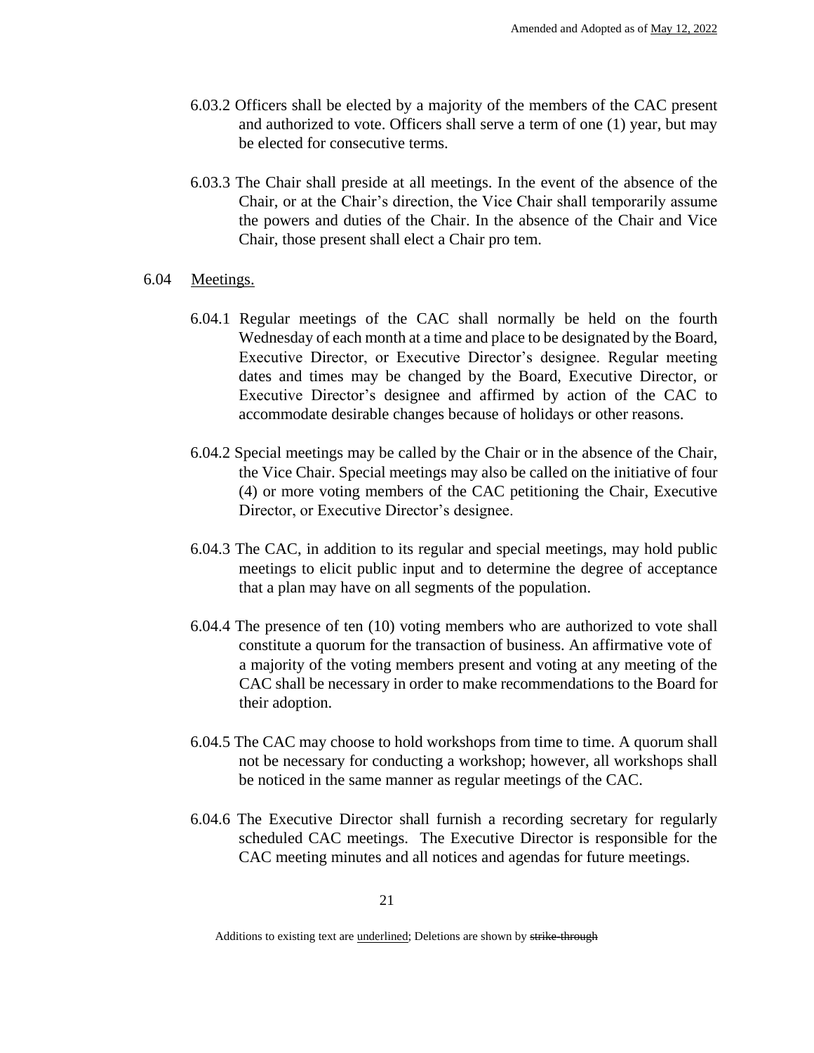6.03.2 Officers shall be elected by a majority of the members of the CAC present and authorized to vote. Officers shall serve a term of one (1) year, but may be elected for consecutive terms.

6.03.3 The Chair shall preside at all meetings. In the event of the absence of the Chair, or at the Chair's direction, the Vice Chair shall temporarily assume the powers and duties of the Chair. In the absence of the Chair and Vice Chair, those present shall elect a Chair pro tem.

6.04 Meetings.

6.04.1 Regular meetings of the CAC shall normally be held on the fourth Wednesday of each month at a time and place to be designated by the Board, Executive Director, or Executive Director's designee. Regular meeting dates and times may be changed by the Board, Executive Director, or Executive Director's designee and affirmed by action of the CAC to accommodate desirable changes because of holidays or other reasons.

6.04.2 Special meetings may be called by the Chair or in the absence of the Chair, the Vice Chair. Special meetings may also be called on the initiative of four (4) or more voting members of the CAC petitioning the Chair, Executive Director, or Executive Director's designee.

6.04.3 The CAC, in addition to its regular and special meetings, may hold public meetings to elicit public input and to determine the degree of acceptance that a plan may have on all segments of the population.

6.04.4 The presence of ten (10) voting members who are authorized to vote shall constitute a quorum for the transaction of business. An affirmative vote of a majority of the voting members present and voting at any meeting of the CAC shall be necessary in order to make recommendations to the Board for their adoption.

6.04.5 The CAC may choose to hold workshops from time to time. A quorum shall not be necessary for conducting a workshop; however, all workshops shall be noticed in the same manner as regular meetings of the CAC.

6.04.6 The Executive Director shall furnish a recording secretary for regularly scheduled CAC meetings. The Executive Director is responsible for the CAC meeting minutes and all notices and agendas for future meetings.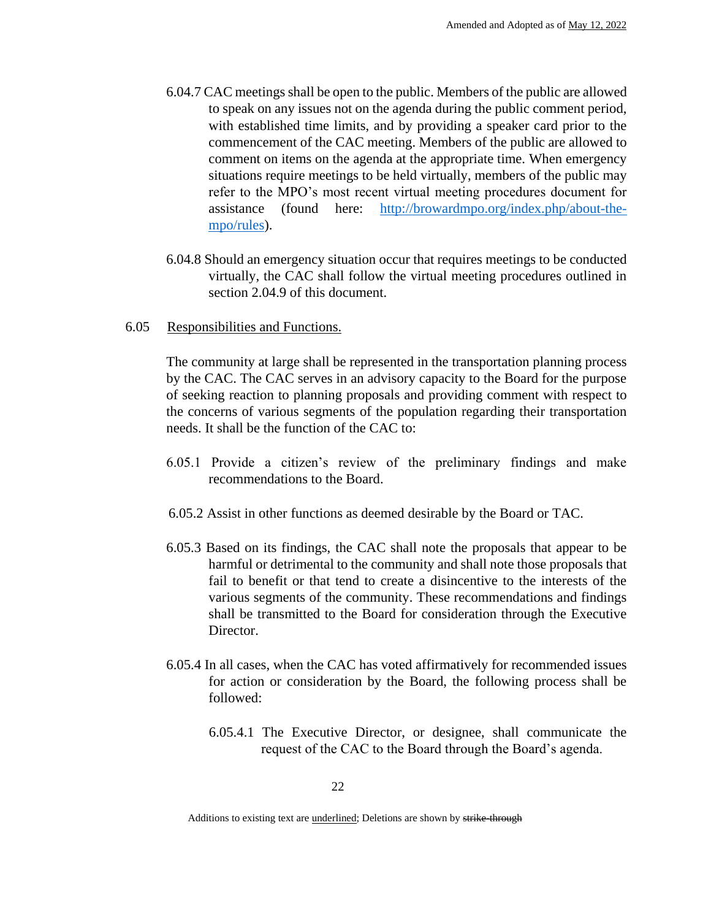6.04.7 CAC meetings shall be open to the public. Members of the public are allowed to speak on any issues not on the agenda during the public comment period, with established time limits, and by providing a speaker card prior to the commencement of the CAC meeting. Members of the public are allowed to comment on items on the agenda at the appropriate time. When emergency situations require meetings to be held virtually, members of the public may refer to the MPO's most recent virtual meeting procedures document for assistance (found here: [http://browardmpo.org/index.php/about-the-mpo/rules](http://browardmpo.org/index.php/about-the-mpo/rules)).

6.04.8 Should an emergency situation occur that requires meetings to be conducted virtually, the CAC shall follow the virtual meeting procedures outlined in section 2.04.9 of this document.

6.05 <u>Responsibilities and Functions.</u>

The community at large shall be represented in the transportation planning process by the CAC. The CAC serves in an advisory capacity to the Board for the purpose of seeking reaction to planning proposals and providing comment with respect to the concerns of various segments of the population regarding their transportation needs. It shall be the function of the CAC to:

6.05.1 Provide a citizen's review of the preliminary findings and make recommendations to the Board.

6.05.2 Assist in other functions as deemed desirable by the Board or TAC.

6.05.3 Based on its findings, the CAC shall note the proposals that appear to be harmful or detrimental to the community and shall note those proposals that fail to benefit or that tend to create a disincentive to the interests of the various segments of the community. These recommendations and findings shall be transmitted to the Board for consideration through the Executive Director.

6.05.4 In all cases, when the CAC has voted affirmatively for recommended issues for action or consideration by the Board, the following process shall be followed:

6.05.4.1 The Executive Director, or designee, shall communicate the request of the CAC to the Board through the Board's agenda.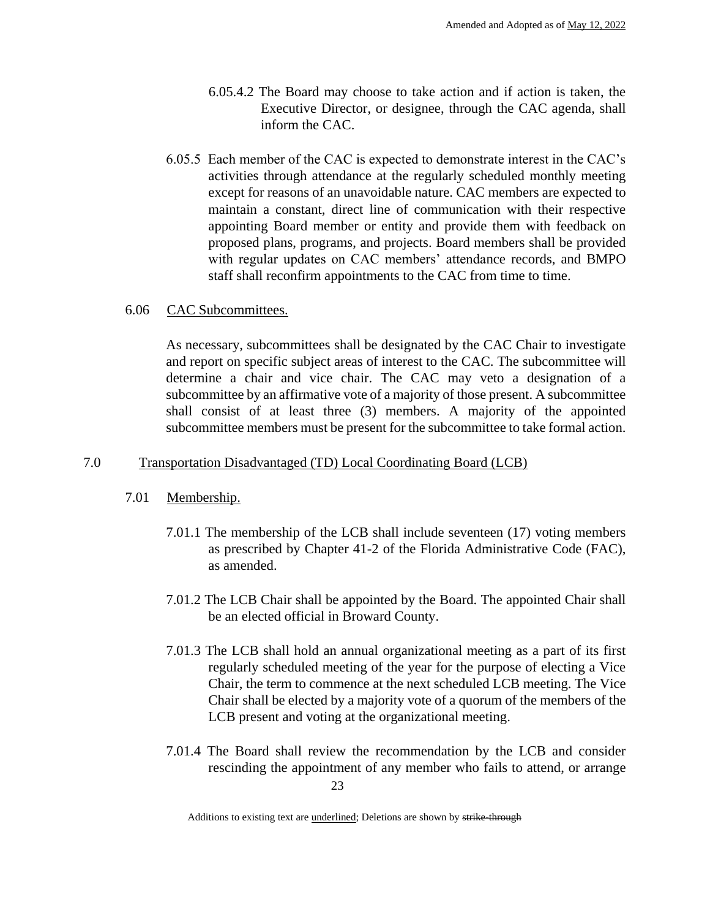6.05.4.2 The Board may choose to take action and if action is taken, the Executive Director, or designee, through the CAC agenda, shall inform the CAC.

6.05.5 Each member of the CAC is expected to demonstrate interest in the CAC's activities through attendance at the regularly scheduled monthly meeting except for reasons of an unavoidable nature. CAC members are expected to maintain a constant, direct line of communication with their respective appointing Board member or entity and provide them with feedback on proposed plans, programs, and projects. Board members shall be provided with regular updates on CAC members' attendance records, and BMPO staff shall reconfirm appointments to the CAC from time to time.

6.06 CAC Subcommittees.

As necessary, subcommittees shall be designated by the CAC Chair to investigate and report on specific subject areas of interest to the CAC. The subcommittee will determine a chair and vice chair. The CAC may veto a designation of a subcommittee by an affirmative vote of a majority of those present. A subcommittee shall consist of at least three (3) members. A majority of the appointed subcommittee members must be present for the subcommittee to take formal action.

## 7.0 Transportation Disadvantaged (TD) Local Coordinating Board (LCB)

7.01 Membership.

7.01.1 The membership of the LCB shall include seventeen (17) voting members as prescribed by Chapter 41-2 of the Florida Administrative Code (FAC), as amended.

7.01.2 The LCB Chair shall be appointed by the Board. The appointed Chair shall be an elected official in Broward County.

7.01.3 The LCB shall hold an annual organizational meeting as a part of its first regularly scheduled meeting of the year for the purpose of electing a Vice Chair, the term to commence at the next scheduled LCB meeting. The Vice Chair shall be elected by a majority vote of a quorum of the members of the LCB present and voting at the organizational meeting.

7.01.4 The Board shall review the recommendation by the LCB and consider rescinding the appointment of any member who fails to attend, or arrange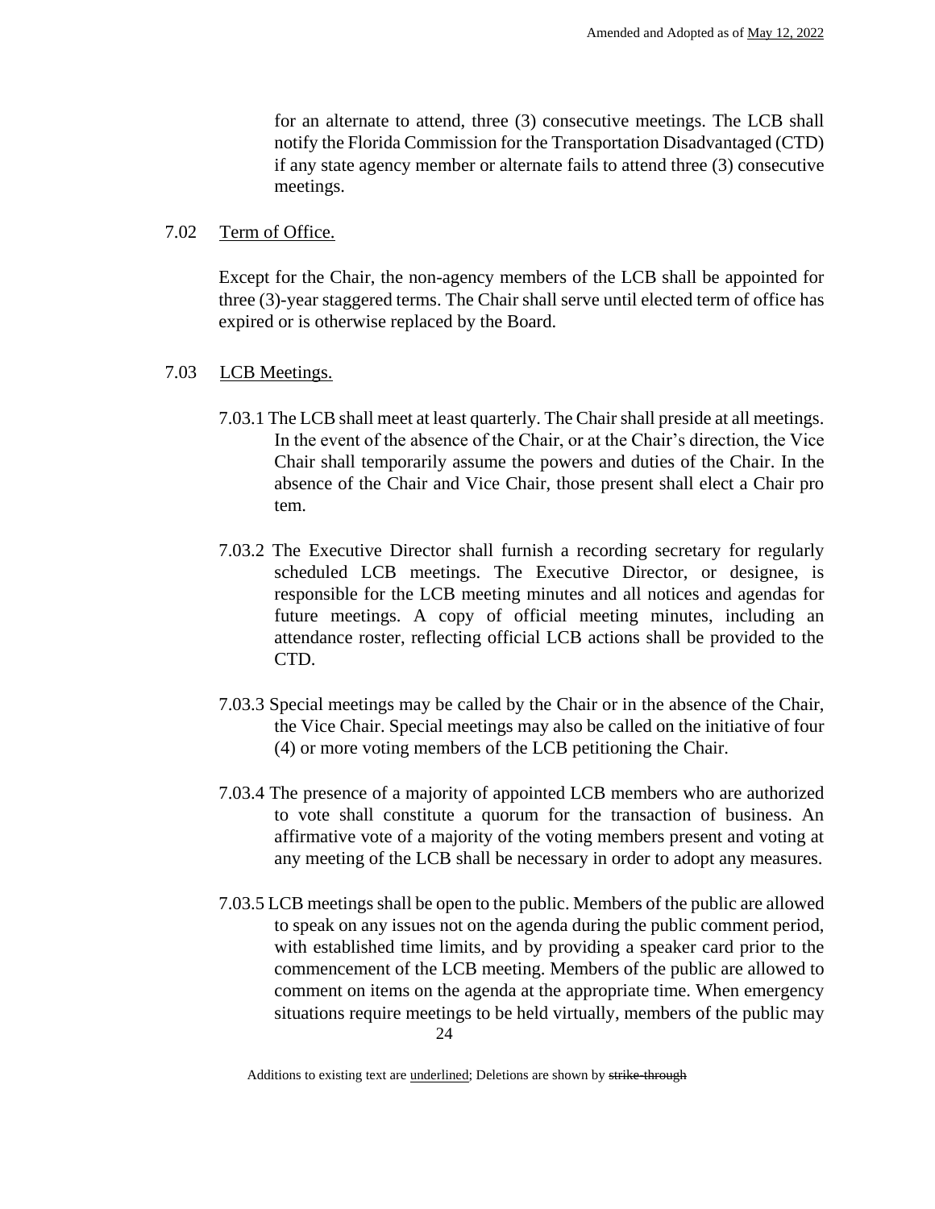for an alternate to attend, three (3) consecutive meetings. The LCB shall notify the Florida Commission for the Transportation Disadvantaged (CTD) if any state agency member or alternate fails to attend three (3) consecutive meetings.

7.02 Term of Office.

Except for the Chair, the non-agency members of the LCB shall be appointed for three (3)-year staggered terms. The Chair shall serve until elected term of office has expired or is otherwise replaced by the Board.

7.03 LCB Meetings.

7.03.1 The LCB shall meet at least quarterly. The Chair shall preside at all meetings. In the event of the absence of the Chair, or at the Chair's direction, the Vice Chair shall temporarily assume the powers and duties of the Chair. In the absence of the Chair and Vice Chair, those present shall elect a Chair pro tem.

7.03.2 The Executive Director shall furnish a recording secretary for regularly scheduled LCB meetings. The Executive Director, or designee, is responsible for the LCB meeting minutes and all notices and agendas for future meetings. A copy of official meeting minutes, including an attendance roster, reflecting official LCB actions shall be provided to the CTD.

7.03.3 Special meetings may be called by the Chair or in the absence of the Chair, the Vice Chair. Special meetings may also be called on the initiative of four (4) or more voting members of the LCB petitioning the Chair.

7.03.4 The presence of a majority of appointed LCB members who are authorized to vote shall constitute a quorum for the transaction of business. An affirmative vote of a majority of the voting members present and voting at any meeting of the LCB shall be necessary in order to adopt any measures.

7.03.5 LCB meetings shall be open to the public. Members of the public are allowed to speak on any issues not on the agenda during the public comment period, with established time limits, and by providing a speaker card prior to the commencement of the LCB meeting. Members of the public are allowed to comment on items on the agenda at the appropriate time. When emergency situations require meetings to be held virtually, members of the public may

Additions to existing text are underlined; Deletions are shown by ~~strike-through~~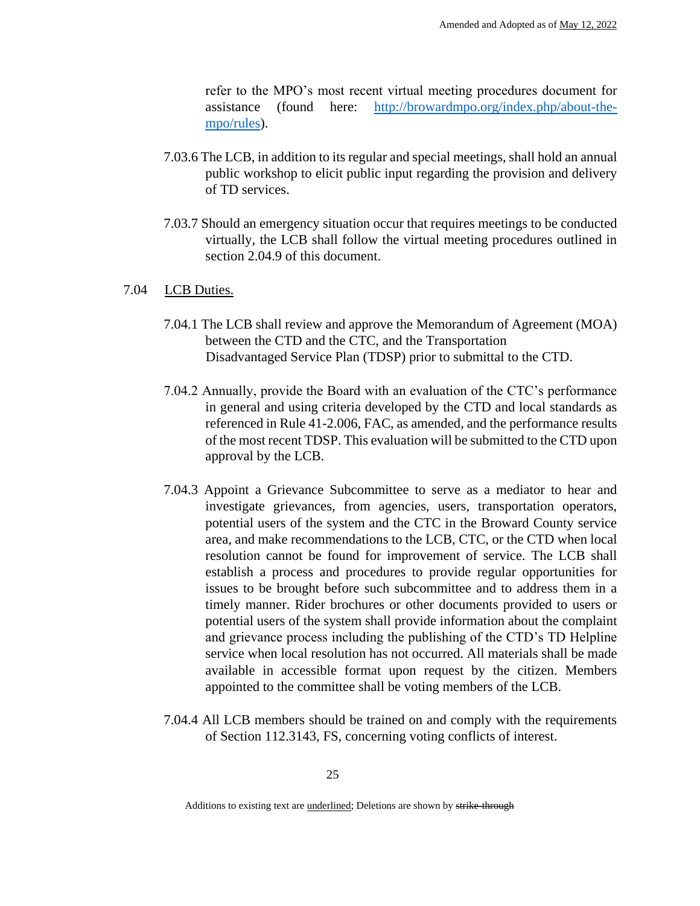refer to the MPO's most recent virtual meeting procedures document for assistance (found here: http://browardmpo.org/index.php/about-the-mpo/rules).

7.03.6 The LCB, in addition to its regular and special meetings, shall hold an annual public workshop to elicit public input regarding the provision and delivery of TD services.

7.03.7 Should an emergency situation occur that requires meetings to be conducted virtually, the LCB shall follow the virtual meeting procedures outlined in section 2.04.9 of this document.

7.04 LCB Duties.

7.04.1 The LCB shall review and approve the Memorandum of Agreement (MOA) between the CTD and the CTC, and the Transportation Disadvantaged Service Plan (TDSP) prior to submittal to the CTD.

7.04.2 Annually, provide the Board with an evaluation of the CTC's performance in general and using criteria developed by the CTD and local standards as referenced in Rule 41-2.006, FAC, as amended, and the performance results of the most recent TDSP. This evaluation will be submitted to the CTD upon approval by the LCB.

7.04.3 Appoint a Grievance Subcommittee to serve as a mediator to hear and investigate grievances, from agencies, users, transportation operators, potential users of the system and the CTC in the Broward County service area, and make recommendations to the LCB, CTC, or the CTD when local resolution cannot be found for improvement of service. The LCB shall establish a process and procedures to provide regular opportunities for issues to be brought before such subcommittee and to address them in a timely manner. Rider brochures or other documents provided to users or potential users of the system shall provide information about the complaint and grievance process including the publishing of the CTD's TD Helpline service when local resolution has not occurred. All materials shall be made available in accessible format upon request by the citizen. Members appointed to the committee shall be voting members of the LCB.

7.04.4 All LCB members should be trained on and comply with the requirements of Section 112.3143, FS, concerning voting conflicts of interest.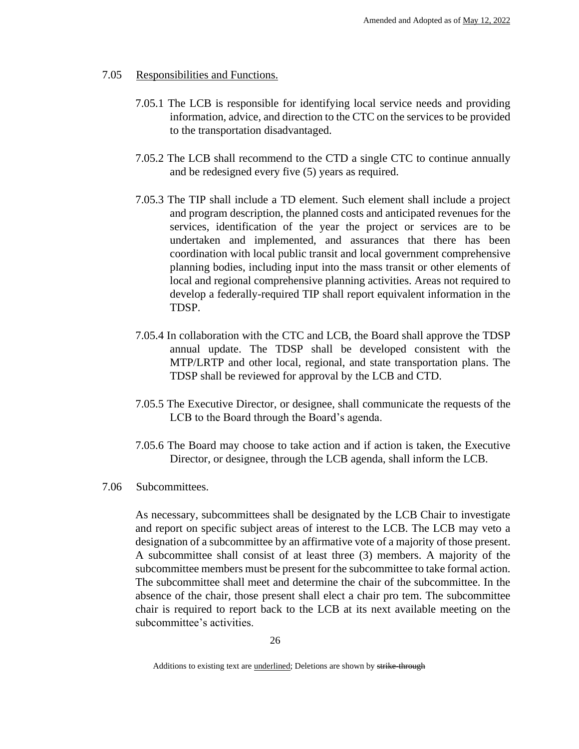7.05 Responsibilities and Functions.

7.05.1 The LCB is responsible for identifying local service needs and providing information, advice, and direction to the CTC on the services to be provided to the transportation disadvantaged.

7.05.2 The LCB shall recommend to the CTD a single CTC to continue annually and be redesigned every five (5) years as required.

7.05.3 The TIP shall include a TD element. Such element shall include a project and program description, the planned costs and anticipated revenues for the services, identification of the year the project or services are to be undertaken and implemented, and assurances that there has been coordination with local public transit and local government comprehensive planning bodies, including input into the mass transit or other elements of local and regional comprehensive planning activities. Areas not required to develop a federally-required TIP shall report equivalent information in the TDSP.

7.05.4 In collaboration with the CTC and LCB, the Board shall approve the TDSP annual update. The TDSP shall be developed consistent with the MTP/LRTP and other local, regional, and state transportation plans. The TDSP shall be reviewed for approval by the LCB and CTD.

7.05.5 The Executive Director, or designee, shall communicate the requests of the LCB to the Board through the Board's agenda.

7.05.6 The Board may choose to take action and if action is taken, the Executive Director, or designee, through the LCB agenda, shall inform the LCB.

7.06 Subcommittees.

As necessary, subcommittees shall be designated by the LCB Chair to investigate and report on specific subject areas of interest to the LCB. The LCB may veto a designation of a subcommittee by an affirmative vote of a majority of those present. A subcommittee shall consist of at least three (3) members. A majority of the subcommittee members must be present for the subcommittee to take formal action. The subcommittee shall meet and determine the chair of the subcommittee. In the absence of the chair, those present shall elect a chair pro tem. The subcommittee chair is required to report back to the LCB at its next available meeting on the subcommittee's activities.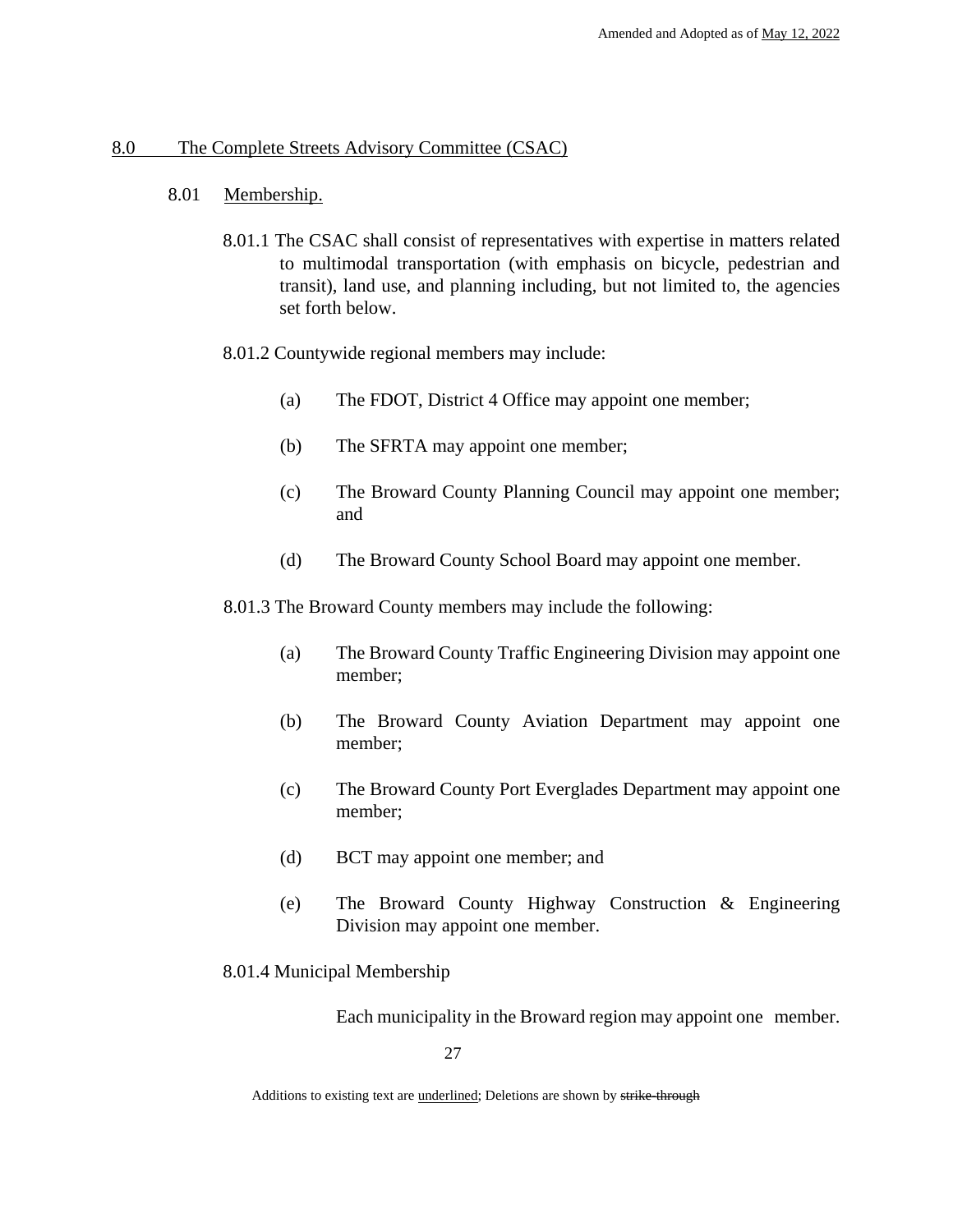## 8.0 The Complete Streets Advisory Committee (CSAC)

### 8.01 Membership.

8.01.1 The CSAC shall consist of representatives with expertise in matters related to multimodal transportation (with emphasis on bicycle, pedestrian and transit), land use, and planning including, but not limited to, the agencies set forth below.

8.01.2 Countywide regional members may include:

(a) The FDOT, District 4 Office may appoint one member;

(b) The SFRTA may appoint one member;

(c) The Broward County Planning Council may appoint one member; and

(d) The Broward County School Board may appoint one member.

8.01.3 The Broward County members may include the following:

(a) The Broward County Traffic Engineering Division may appoint one member;

(b) The Broward County Aviation Department may appoint one member;

(c) The Broward County Port Everglades Department may appoint one member;

(d) BCT may appoint one member; and

(e) The Broward County Highway Construction & Engineering Division may appoint one member.

8.01.4 Municipal Membership

Each municipality in the Broward region may appoint one member.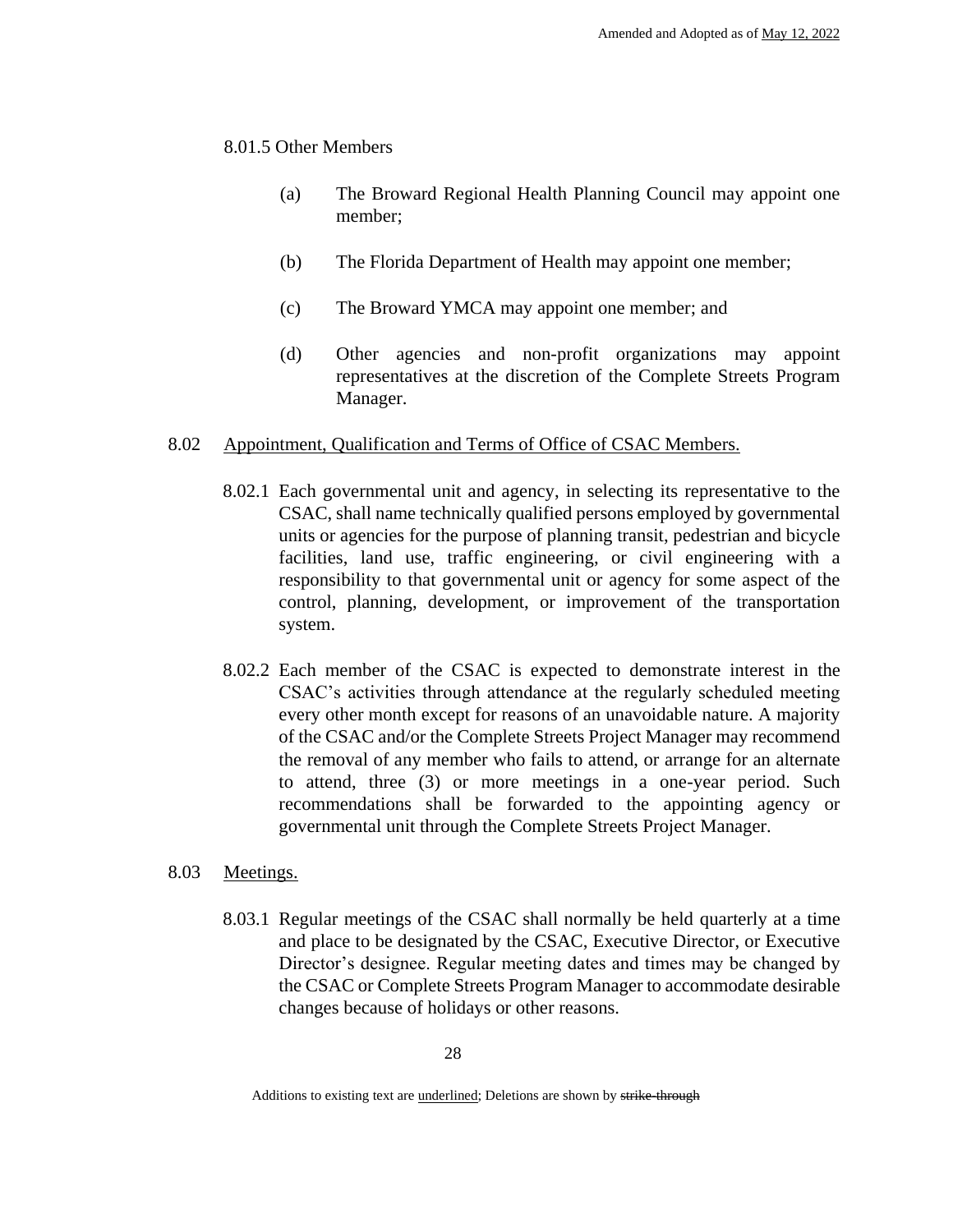8.01.5 Other Members

(a) The Broward Regional Health Planning Council may appoint one member;

(b) The Florida Department of Health may appoint one member;

(c) The Broward YMCA may appoint one member; and

(d) Other agencies and non-profit organizations may appoint representatives at the discretion of the Complete Streets Program Manager.

8.02 Appointment, Qualification and Terms of Office of CSAC Members.

8.02.1 Each governmental unit and agency, in selecting its representative to the CSAC, shall name technically qualified persons employed by governmental units or agencies for the purpose of planning transit, pedestrian and bicycle facilities, land use, traffic engineering, or civil engineering with a responsibility to that governmental unit or agency for some aspect of the control, planning, development, or improvement of the transportation system.

8.02.2 Each member of the CSAC is expected to demonstrate interest in the CSAC's activities through attendance at the regularly scheduled meeting every other month except for reasons of an unavoidable nature. A majority of the CSAC and/or the Complete Streets Project Manager may recommend the removal of any member who fails to attend, or arrange for an alternate to attend, three (3) or more meetings in a one-year period. Such recommendations shall be forwarded to the appointing agency or governmental unit through the Complete Streets Project Manager.

8.03 Meetings.

8.03.1 Regular meetings of the CSAC shall normally be held quarterly at a time and place to be designated by the CSAC, Executive Director, or Executive Director's designee. Regular meeting dates and times may be changed by the CSAC or Complete Streets Program Manager to accommodate desirable changes because of holidays or other reasons.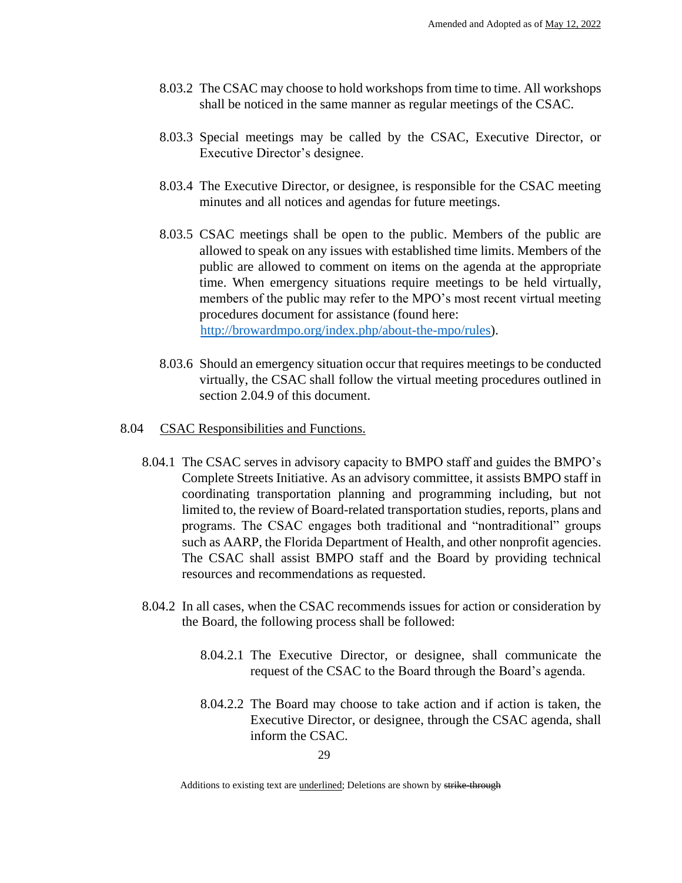8.03.2 The CSAC may choose to hold workshops from time to time. All workshops shall be noticed in the same manner as regular meetings of the CSAC.

8.03.3 Special meetings may be called by the CSAC, Executive Director, or Executive Director's designee.

8.03.4 The Executive Director, or designee, is responsible for the CSAC meeting minutes and all notices and agendas for future meetings.

8.03.5 CSAC meetings shall be open to the public. Members of the public are allowed to speak on any issues with established time limits. Members of the public are allowed to comment on items on the agenda at the appropriate time. When emergency situations require meetings to be held virtually, members of the public may refer to the MPO's most recent virtual meeting procedures document for assistance (found here: [http://browardmpo.org/index.php/about-the-mpo/rules](http://browardmpo.org/index.php/about-the-mpo/rules)).

8.03.6 Should an emergency situation occur that requires meetings to be conducted virtually, the CSAC shall follow the virtual meeting procedures outlined in section 2.04.9 of this document.

8.04 CSAC Responsibilities and Functions.

8.04.1 The CSAC serves in advisory capacity to BMPO staff and guides the BMPO's Complete Streets Initiative. As an advisory committee, it assists BMPO staff in coordinating transportation planning and programming including, but not limited to, the review of Board-related transportation studies, reports, plans and programs. The CSAC engages both traditional and "nontraditional" groups such as AARP, the Florida Department of Health, and other nonprofit agencies. The CSAC shall assist BMPO staff and the Board by providing technical resources and recommendations as requested.

8.04.2 In all cases, when the CSAC recommends issues for action or consideration by the Board, the following process shall be followed:

8.04.2.1 The Executive Director, or designee, shall communicate the request of the CSAC to the Board through the Board's agenda.

8.04.2.2 The Board may choose to take action and if action is taken, the Executive Director, or designee, through the CSAC agenda, shall inform the CSAC.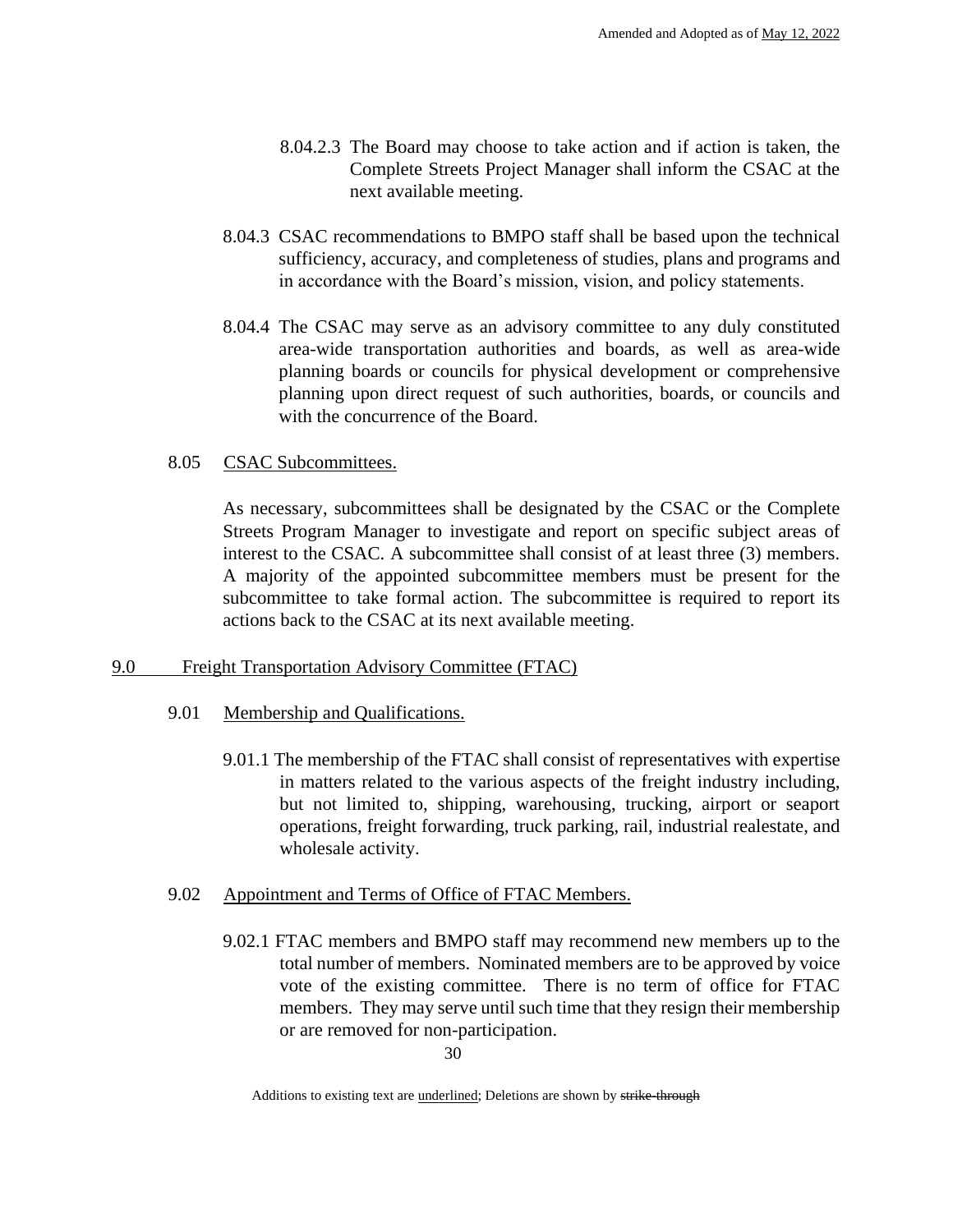8.04.2.3 The Board may choose to take action and if action is taken, the Complete Streets Project Manager shall inform the CSAC at the next available meeting.

8.04.3 CSAC recommendations to BMPO staff shall be based upon the technical sufficiency, accuracy, and completeness of studies, plans and programs and in accordance with the Board's mission, vision, and policy statements.

8.04.4 The CSAC may serve as an advisory committee to any duly constituted area-wide transportation authorities and boards, as well as area-wide planning boards or councils for physical development or comprehensive planning upon direct request of such authorities, boards, or councils and with the concurrence of the Board.

8.05 <u>CSAC Subcommittees.</u>

As necessary, subcommittees shall be designated by the CSAC or the Complete Streets Program Manager to investigate and report on specific subject areas of interest to the CSAC. A subcommittee shall consist of at least three (3) members. A majority of the appointed subcommittee members must be present for the subcommittee to take formal action. The subcommittee is required to report its actions back to the CSAC at its next available meeting.

## <u>9.0 Freight Transportation Advisory Committee (FTAC)</u>

9.01 <u>Membership and Qualifications.</u>

9.01.1 The membership of the FTAC shall consist of representatives with expertise in matters related to the various aspects of the freight industry including, but not limited to, shipping, warehousing, trucking, airport or seaport operations, freight forwarding, truck parking, rail, industrial realestate, and wholesale activity.

9.02 <u>Appointment and Terms of Office of FTAC Members.</u>

9.02.1 FTAC members and BMPO staff may recommend new members up to the total number of members. Nominated members are to be approved by voice vote of the existing committee. There is no term of office for FTAC members. They may serve until such time that they resign their membership or are removed for non-participation.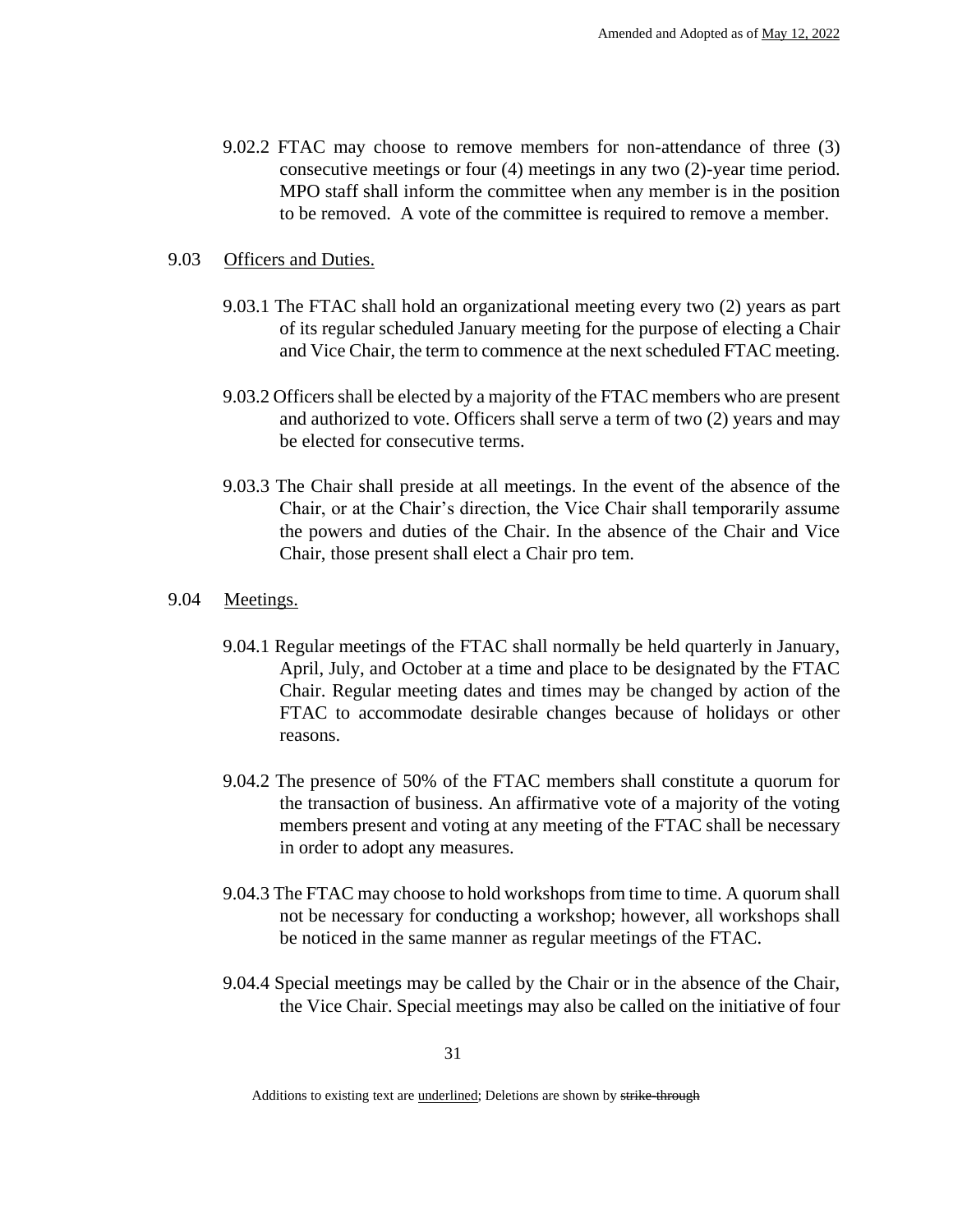9.02.2 FTAC may choose to remove members for non-attendance of three (3) consecutive meetings or four (4) meetings in any two (2)-year time period. MPO staff shall inform the committee when any member is in the position to be removed. A vote of the committee is required to remove a member.

9.03 Officers and Duties.

9.03.1 The FTAC shall hold an organizational meeting every two (2) years as part of its regular scheduled January meeting for the purpose of electing a Chair and Vice Chair, the term to commence at the next scheduled FTAC meeting.

9.03.2 Officers shall be elected by a majority of the FTAC members who are present and authorized to vote. Officers shall serve a term of two (2) years and may be elected for consecutive terms.

9.03.3 The Chair shall preside at all meetings. In the event of the absence of the Chair, or at the Chair's direction, the Vice Chair shall temporarily assume the powers and duties of the Chair. In the absence of the Chair and Vice Chair, those present shall elect a Chair pro tem.

9.04 Meetings.

9.04.1 Regular meetings of the FTAC shall normally be held quarterly in January, April, July, and October at a time and place to be designated by the FTAC Chair. Regular meeting dates and times may be changed by action of the FTAC to accommodate desirable changes because of holidays or other reasons.

9.04.2 The presence of 50% of the FTAC members shall constitute a quorum for the transaction of business. An affirmative vote of a majority of the voting members present and voting at any meeting of the FTAC shall be necessary in order to adopt any measures.

9.04.3 The FTAC may choose to hold workshops from time to time. A quorum shall not be necessary for conducting a workshop; however, all workshops shall be noticed in the same manner as regular meetings of the FTAC.

9.04.4 Special meetings may be called by the Chair or in the absence of the Chair, the Vice Chair. Special meetings may also be called on the initiative of four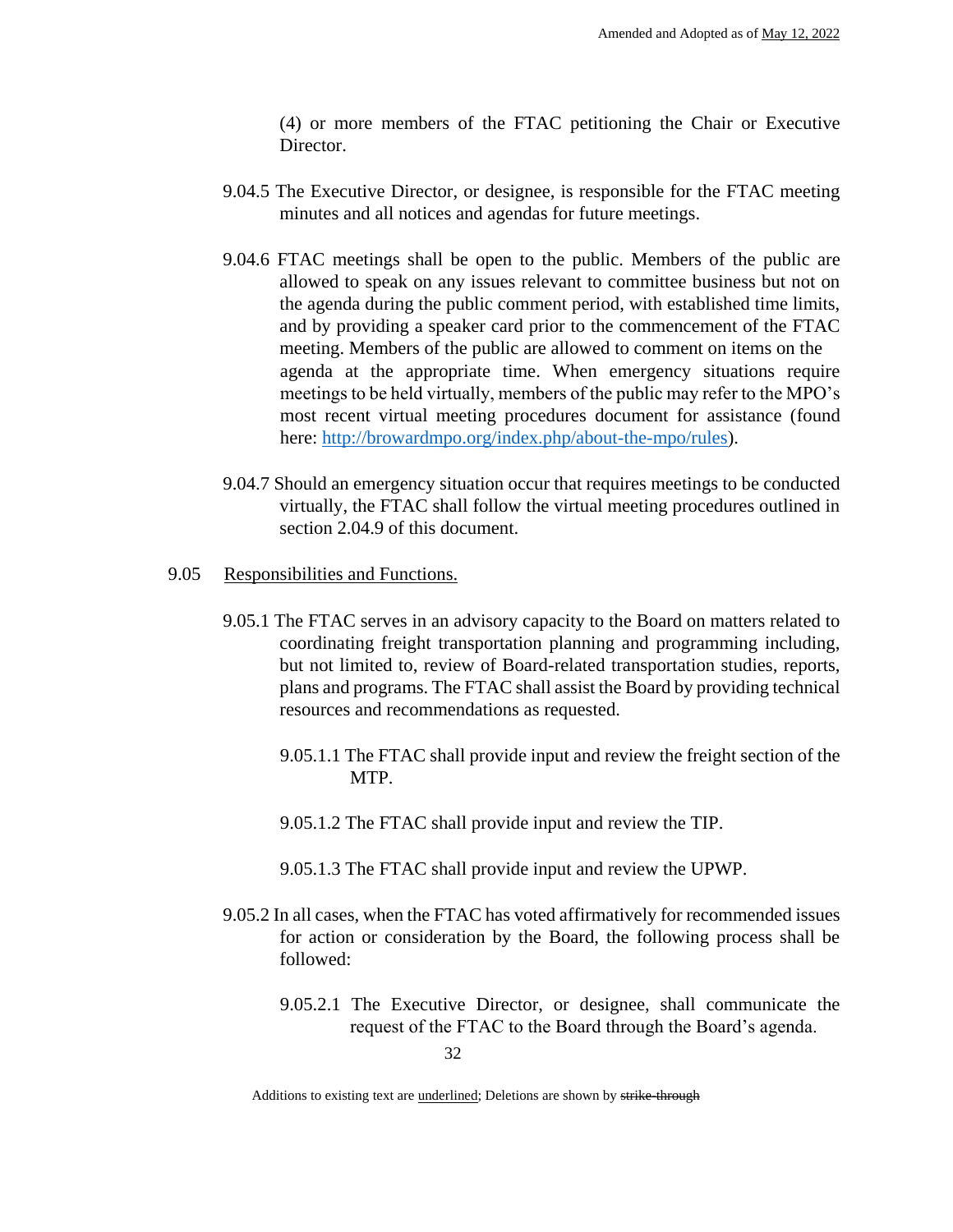(4) or more members of the FTAC petitioning the Chair or Executive Director.

9.04.5 The Executive Director, or designee, is responsible for the FTAC meeting minutes and all notices and agendas for future meetings.

9.04.6 FTAC meetings shall be open to the public. Members of the public are allowed to speak on any issues relevant to committee business but not on the agenda during the public comment period, with established time limits, and by providing a speaker card prior to the commencement of the FTAC meeting. Members of the public are allowed to comment on items on the agenda at the appropriate time. When emergency situations require meetings to be held virtually, members of the public may refer to the MPO's most recent virtual meeting procedures document for assistance (found here: [http://browardmpo.org/index.php/about-the-mpo/rules](http://browardmpo.org/index.php/about-the-mpo/rules)).

9.04.7 Should an emergency situation occur that requires meetings to be conducted virtually, the FTAC shall follow the virtual meeting procedures outlined in section 2.04.9 of this document.

9.05 <u>Responsibilities and Functions.</u>

9.05.1 The FTAC serves in an advisory capacity to the Board on matters related to coordinating freight transportation planning and programming including, but not limited to, review of Board-related transportation studies, reports, plans and programs. The FTAC shall assist the Board by providing technical resources and recommendations as requested.

9.05.1.1 The FTAC shall provide input and review the freight section of the MTP.

9.05.1.2 The FTAC shall provide input and review the TIP.

9.05.1.3 The FTAC shall provide input and review the UPWP.

9.05.2 In all cases, when the FTAC has voted affirmatively for recommended issues for action or consideration by the Board, the following process shall be followed:

9.05.2.1 The Executive Director, or designee, shall communicate the request of the FTAC to the Board through the Board's agenda.

Additions to existing text are <u>underlined</u>; Deletions are shown by ~~strike-through~~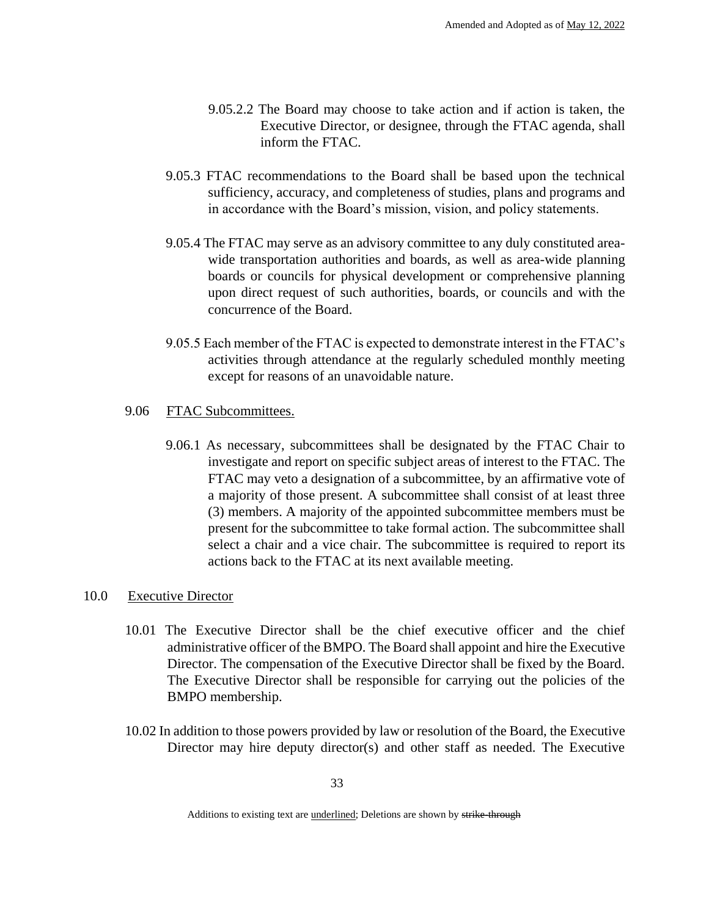9.05.2.2 The Board may choose to take action and if action is taken, the Executive Director, or designee, through the FTAC agenda, shall inform the FTAC.

9.05.3 FTAC recommendations to the Board shall be based upon the technical sufficiency, accuracy, and completeness of studies, plans and programs and in accordance with the Board's mission, vision, and policy statements.

9.05.4 The FTAC may serve as an advisory committee to any duly constituted area-wide transportation authorities and boards, as well as area-wide planning boards or councils for physical development or comprehensive planning upon direct request of such authorities, boards, or councils and with the concurrence of the Board.

9.05.5 Each member of the FTAC is expected to demonstrate interest in the FTAC's activities through attendance at the regularly scheduled monthly meeting except for reasons of an unavoidable nature.

9.06 <u>FTAC Subcommittees.</u>

9.06.1 As necessary, subcommittees shall be designated by the FTAC Chair to investigate and report on specific subject areas of interest to the FTAC. The FTAC may veto a designation of a subcommittee, by an affirmative vote of a majority of those present. A subcommittee shall consist of at least three (3) members. A majority of the appointed subcommittee members must be present for the subcommittee to take formal action. The subcommittee shall select a chair and a vice chair. The subcommittee is required to report its actions back to the FTAC at its next available meeting.

## 10.0 Executive Director

10.01 The Executive Director shall be the chief executive officer and the chief administrative officer of the BMPO. The Board shall appoint and hire the Executive Director. The compensation of the Executive Director shall be fixed by the Board. The Executive Director shall be responsible for carrying out the policies of the BMPO membership.

10.02 In addition to those powers provided by law or resolution of the Board, the Executive Director may hire deputy director(s) and other staff as needed. The Executive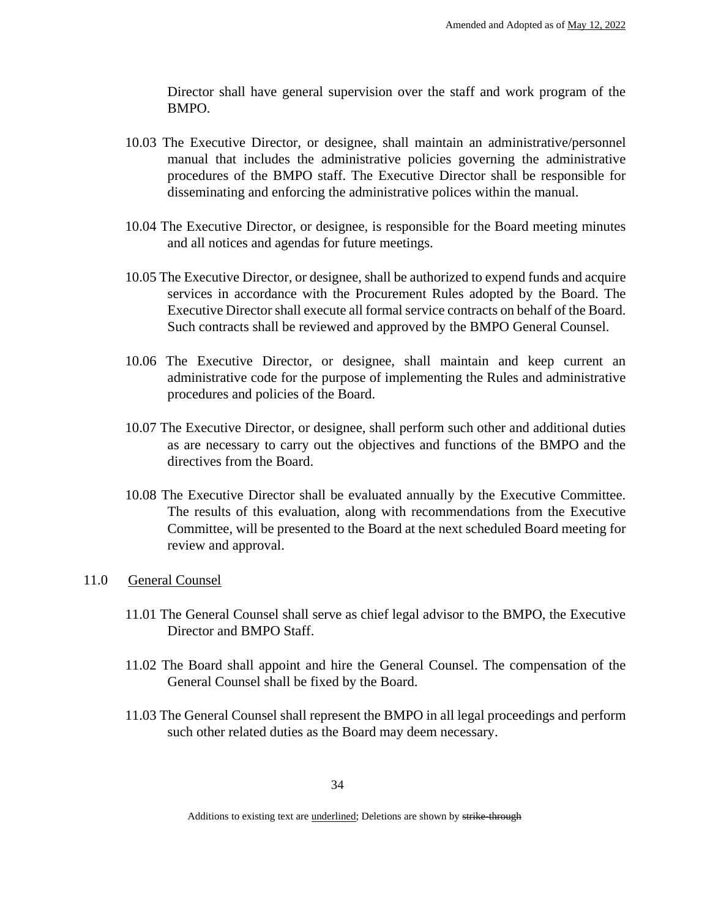Director shall have general supervision over the staff and work program of the BMPO.

10.03 The Executive Director, or designee, shall maintain an administrative/personnel manual that includes the administrative policies governing the administrative procedures of the BMPO staff. The Executive Director shall be responsible for disseminating and enforcing the administrative polices within the manual.

10.04 The Executive Director, or designee, is responsible for the Board meeting minutes and all notices and agendas for future meetings.

10.05 The Executive Director, or designee, shall be authorized to expend funds and acquire services in accordance with the Procurement Rules adopted by the Board. The Executive Director shall execute all formal service contracts on behalf of the Board. Such contracts shall be reviewed and approved by the BMPO General Counsel.

10.06 The Executive Director, or designee, shall maintain and keep current an administrative code for the purpose of implementing the Rules and administrative procedures and policies of the Board.

10.07 The Executive Director, or designee, shall perform such other and additional duties as are necessary to carry out the objectives and functions of the BMPO and the directives from the Board.

10.08 The Executive Director shall be evaluated annually by the Executive Committee. The results of this evaluation, along with recommendations from the Executive Committee, will be presented to the Board at the next scheduled Board meeting for review and approval.

## 11.0 General Counsel

11.01 The General Counsel shall serve as chief legal advisor to the BMPO, the Executive Director and BMPO Staff.

11.02 The Board shall appoint and hire the General Counsel. The compensation of the General Counsel shall be fixed by the Board.

11.03 The General Counsel shall represent the BMPO in all legal proceedings and perform such other related duties as the Board may deem necessary.

Additions to existing text are underlined; Deletions are shown by ~~strike-through~~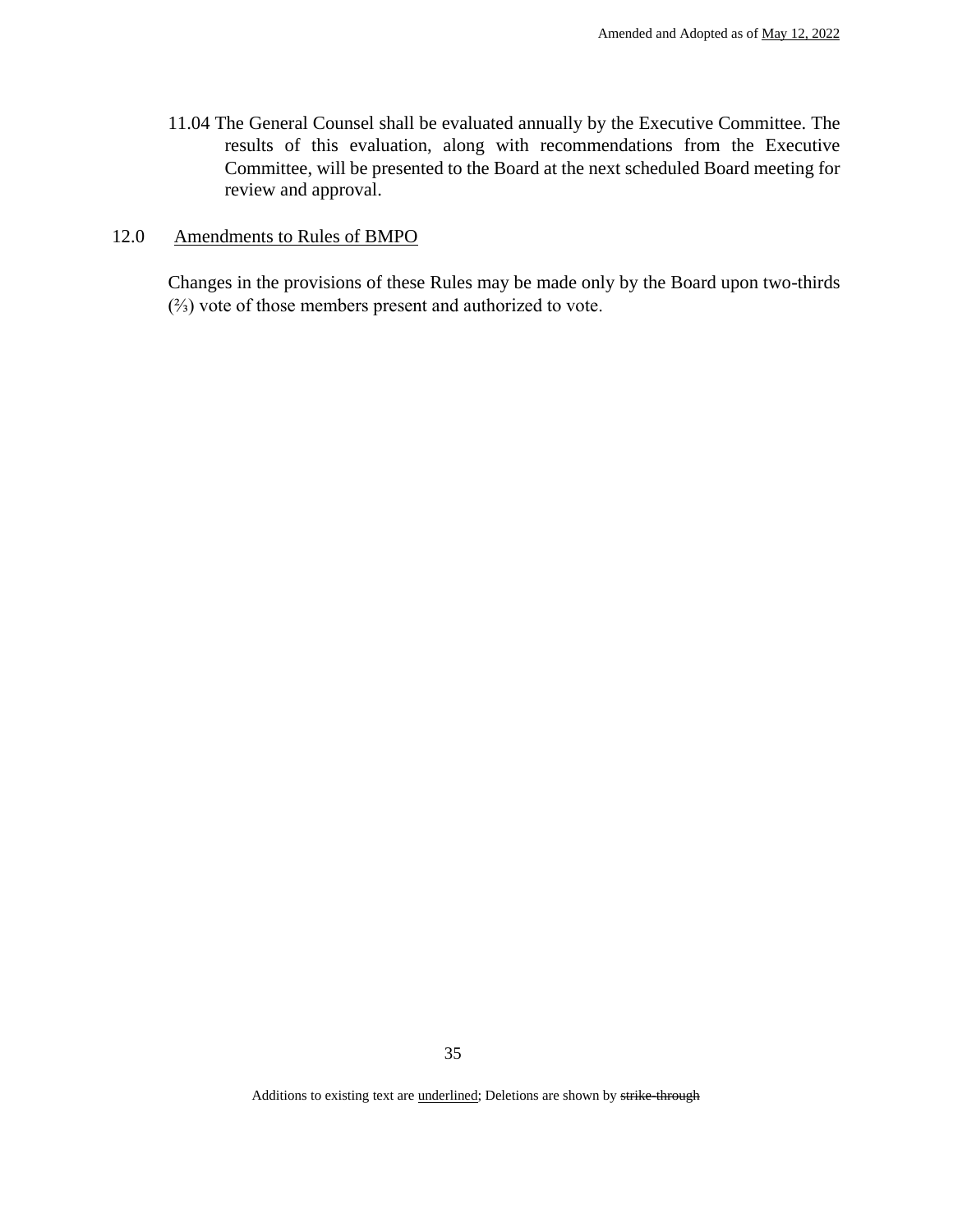11.04 The General Counsel shall be evaluated annually by the Executive Committee. The results of this evaluation, along with recommendations from the Executive Committee, will be presented to the Board at the next scheduled Board meeting for review and approval.

## 12.0 Amendments to Rules of BMPO

Changes in the provisions of these Rules may be made only by the Board upon two-thirds (⅔) vote of those members present and authorized to vote.